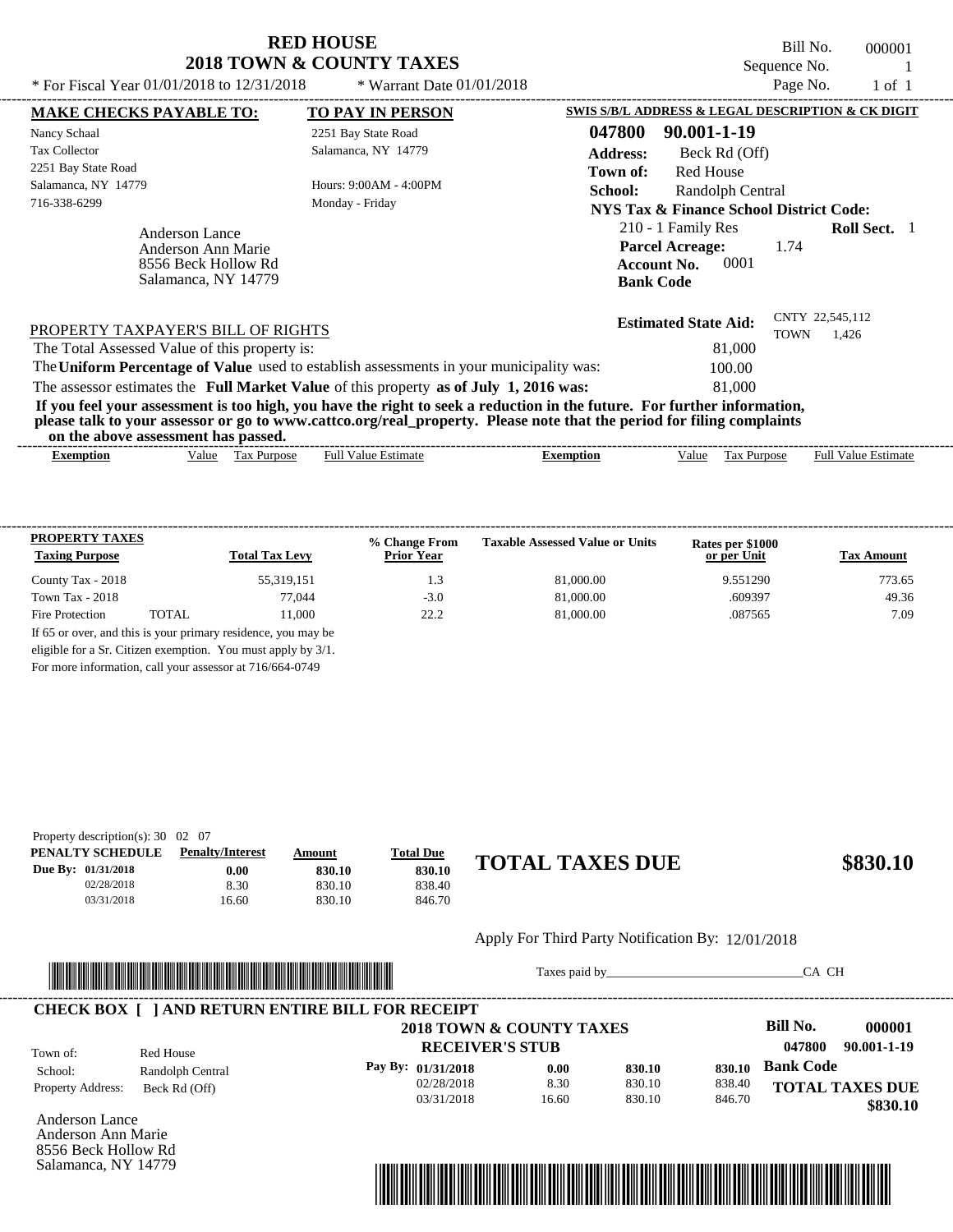# RED HOUSE
## 2018 TOWN & COUNTY TAXES

* For Fiscal Year 01/01/2018 to 12/31/2018 * Warrant Date 01/01/2018

Bill No. 000001
Sequence No. 1
Page No. 1 of 1

**MAKE CHECKS PAYABLE TO:**
Nancy Schaal
Tax Collector
2251 Bay State Road
Salamanca, NY 14779
716-338-6299

**TO PAY IN PERSON**
2251 Bay State Road
Salamanca, NY 14779

Hours: 9:00AM - 4:00PM
Monday - Friday

Anderson Lance
Anderson Ann Marie
8556 Beck Hollow Rd
Salamanca, NY 14779

**SWIS S/B/L ADDRESS & LEGAL DESCRIPTION & CK DIGIT**

**047800 90.001-1-19**
**Address:** Beck Rd (Off)
**Town of:** Red House
**School:** Randolph Central
**NYS Tax & Finance School District Code:**
210 - 1 Family Res **Roll Sect.** 1
**Parcel Acreage:** 1.74
**Account No.** 0001
**Bank Code**

**Estimated State Aid:** CNTY 22,545,112 TOWN 1,426

PROPERTY TAXPAYER'S BILL OF RIGHTS

The Total Assessed Value of this property is: 81,000
The **Uniform Percentage of Value** used to establish assessments in your municipality was: 100.00
The assessor estimates the **Full Market Value** of this property **as of July 1, 2016 was:** 81,000

**If you feel your assessment is too high, you have the right to seek a reduction in the future. For further information, please talk to your assessor or go to www.cattco.org/real_property. Please note that the period for filing complaints on the above assessment has passed.**

| Exemption | Value | Tax Purpose | Full Value Estimate | Exemption | Value | Tax Purpose | Full Value Estimate |
|---|---|---|---|---|---|---|---|

| PROPERTY TAXES Taxing Purpose | | Total Tax Levy | % Change From Prior Year | Taxable Assessed Value or Units | Rates per $1000 or per Unit | Tax Amount |
|---|---|---|---|---|---|---|
| County Tax - 2018 | | 55,319,151 | 1.3 | 81,000.00 | 9.551290 | 773.65 |
| Town Tax - 2018 | | 77,044 | -3.0 | 81,000.00 | .609397 | 49.36 |
| Fire Protection | TOTAL | 11,000 | 22.2 | 81,000.00 | .087565 | 7.09 |

If 65 or over, and this is your primary residence, you may be eligible for a Sr. Citizen exemption. You must apply by 3/1.
For more information, call your assessor at 716/664-0749

Property description(s): 30 02 07

| PENALTY SCHEDULE | Penalty/Interest | Amount | Total Due |
|---|---|---|---|
| Due By: 01/31/2018 | 0.00 | 830.10 | 830.10 |
| 02/28/2018 | 8.30 | 830.10 | 838.40 |
| 03/31/2018 | 16.60 | 830.10 | 846.70 |

**TOTAL TAXES DUE $830.10**

Apply For Third Party Notification By: 12/01/2018

Taxes paid by_______________________________CA CH

**CHECK BOX [ ] AND RETURN ENTIRE BILL FOR RECEIPT**

**2018 TOWN & COUNTY TAXES**
**RECEIVER'S STUB**

**Bill No. 000001**
**047800 90.001-1-19**

Town of: Red House
School: Randolph Central
Property Address: Beck Rd (Off)

| Pay By: | | | |
|---|---|---|---|
| 01/31/2018 | 0.00 | 830.10 | 830.10 |
| 02/28/2018 | 8.30 | 830.10 | 838.40 |
| 03/31/2018 | 16.60 | 830.10 | 846.70 |

**Bank Code**

**TOTAL TAXES DUE $830.10**

Anderson Lance
Anderson Ann Marie
8556 Beck Hollow Rd
Salamanca, NY 14779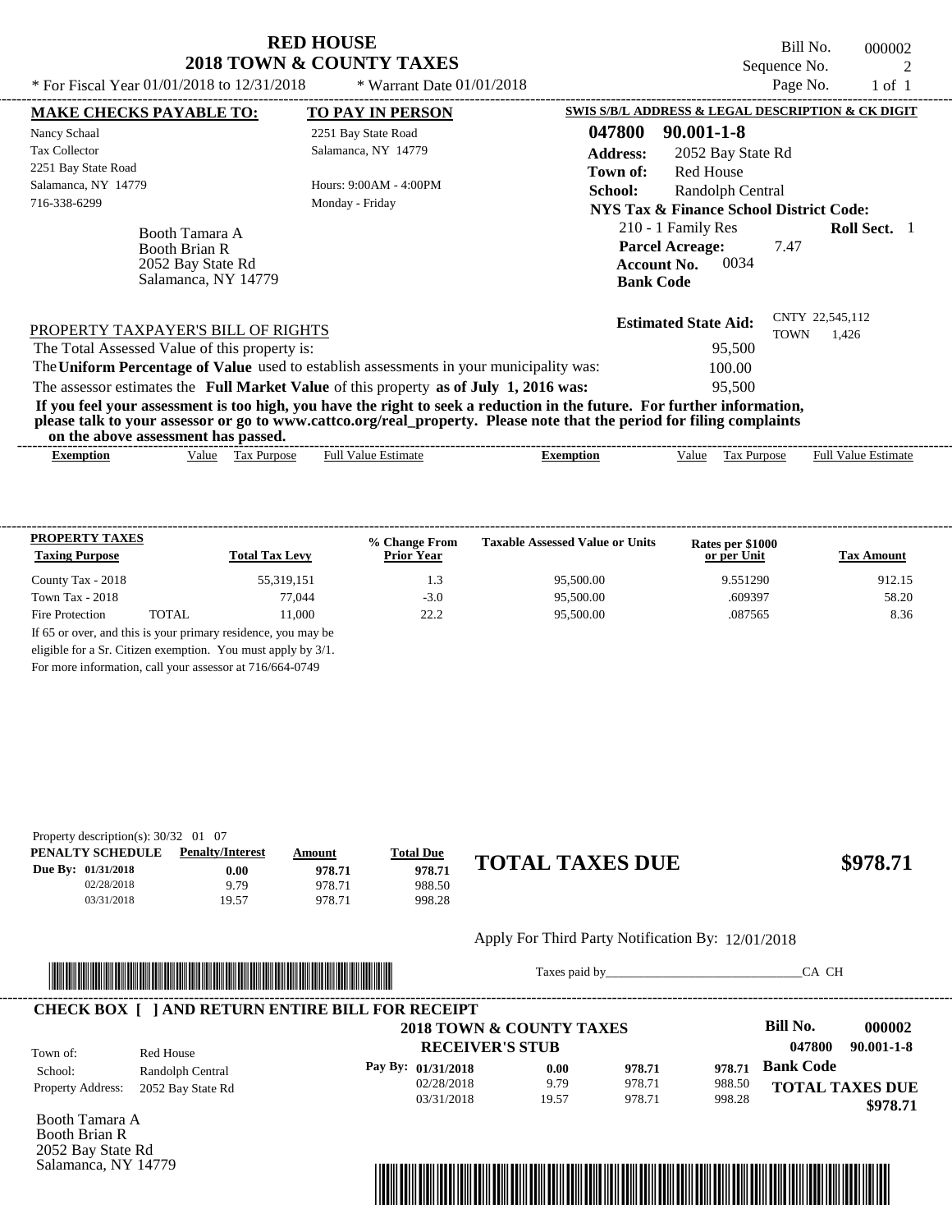# RED HOUSE
## 2018 TOWN & COUNTY TAXES

* For Fiscal Year 01/01/2018 to 12/31/2018 &nbsp;&nbsp;&nbsp; * Warrant Date 01/01/2018

Bill No. 000002
Sequence No. 2
Page No. 1 of 1

| MAKE CHECKS PAYABLE TO: | TO PAY IN PERSON | SWIS S/B/L ADDRESS & LEGAL DESCRIPTION & CK DIGIT |
|---|---|---|
| Nancy Schaal | 2251 Bay State Road | **047800 90.001-1-8** |
| Tax Collector | Salamanca, NY 14779 | **Address:** 2052 Bay State Rd |
| 2251 Bay State Road | | **Town of:** Red House |
| Salamanca, NY 14779 | Hours: 9:00AM - 4:00PM | **School:** Randolph Central |
| 716-338-6299 | Monday - Friday | **NYS Tax & Finance School District Code:** |

Booth Tamara A
Booth Brian R
2052 Bay State Rd
Salamanca, NY 14779

210 - 1 Family Res &nbsp;&nbsp; **Roll Sect.** 1
**Parcel Acreage:** 7.47
**Account No.** 0034
**Bank Code**

**Estimated State Aid:** CNTY 22,545,112 TOWN 1,426

PROPERTY TAXPAYER'S BILL OF RIGHTS

The Total Assessed Value of this property is: 95,500
The **Uniform Percentage of Value** used to establish assessments in your municipality was: 100.00
The assessor estimates the **Full Market Value** of this property **as of July 1, 2016 was:** 95,500

**If you feel your assessment is too high, you have the right to seek a reduction in the future. For further information, please talk to your assessor or go to www.cattco.org/real_property. Please note that the period for filing complaints on the above assessment has passed.**

| Exemption | Value | Tax Purpose | Full Value Estimate | Exemption | Value | Tax Purpose | Full Value Estimate |
|---|---|---|---|---|---|---|---|

**PROPERTY TAXES**

| Taxing Purpose | | Total Tax Levy | % Change From Prior Year | Taxable Assessed Value or Units | Rates per $1000 or per Unit | Tax Amount |
|---|---|---|---|---|---|---|
| County Tax - 2018 | | 55,319,151 | 1.3 | 95,500.00 | 9.551290 | 912.15 |
| Town Tax - 2018 | | 77,044 | -3.0 | 95,500.00 | .609397 | 58.20 |
| Fire Protection | TOTAL | 11,000 | 22.2 | 95,500.00 | .087565 | 8.36 |

If 65 or over, and this is your primary residence, you may be eligible for a Sr. Citizen exemption. You must apply by 3/1. For more information, call your assessor at 716/664-0749

Property description(s): 30/32 01 07

| PENALTY SCHEDULE | Penalty/Interest | Amount | Total Due |
|---|---|---|---|
| Due By: 01/31/2018 | 0.00 | 978.71 | 978.71 |
| 02/28/2018 | 9.79 | 978.71 | 988.50 |
| 03/31/2018 | 19.57 | 978.71 | 998.28 |

**TOTAL TAXES DUE $978.71**

Apply For Third Party Notification By: 12/01/2018

Taxes paid by_______________________________CA CH

**CHECK BOX [ ] AND RETURN ENTIRE BILL FOR RECEIPT**

**2018 TOWN & COUNTY TAXES**
**RECEIVER'S STUB**

**Bill No. 000002**
**047800 90.001-1-8**

Town of: Red House
School: Randolph Central
Property Address: 2052 Bay State Rd

| Pay By: | | | |
|---|---|---|---|
| 01/31/2018 | 0.00 | 978.71 | 978.71 |
| 02/28/2018 | 9.79 | 978.71 | 988.50 |
| 03/31/2018 | 19.57 | 978.71 | 998.28 |

**Bank Code**

**TOTAL TAXES DUE $978.71**

Booth Tamara A
Booth Brian R
2052 Bay State Rd
Salamanca, NY 14779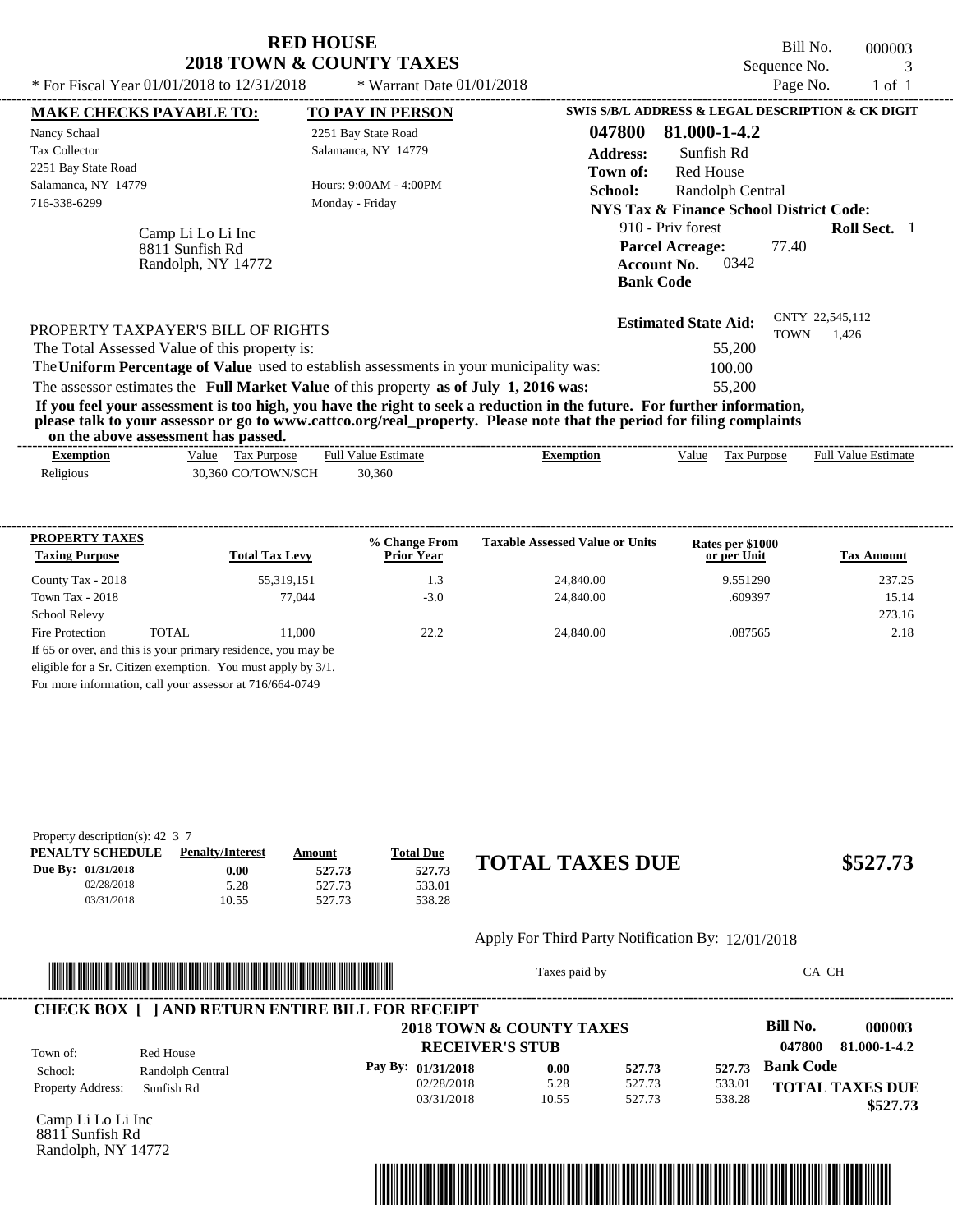# RED HOUSE
## 2018 TOWN & COUNTY TAXES

\* For Fiscal Year 01/01/2018 to 12/31/2018 \* Warrant Date 01/01/2018

Bill No. 000003
Sequence No. 3
Page No. 1 of 1

**MAKE CHECKS PAYABLE TO:**

Nancy Schaal
Tax Collector
2251 Bay State Road
Salamanca, NY 14779
716-338-6299

**TO PAY IN PERSON**

2251 Bay State Road
Salamanca, NY 14779

Hours: 9:00AM - 4:00PM
Monday - Friday

**SWIS S/B/L ADDRESS & LEGAL DESCRIPTION & CK DIGIT**

**047800 81.000-1-4.2**
**Address:** Sunfish Rd
**Town of:** Red House
**School:** Randolph Central
**NYS Tax & Finance School District Code:**
910 - Priv forest **Roll Sect.** 1
**Parcel Acreage:** 77.40
**Account No.** 0342
**Bank Code**

Camp Li Lo Li Inc
8811 Sunfish Rd
Randolph, NY 14772

**Estimated State Aid:** CNTY 22,545,112 TOWN 1,426

PROPERTY TAXPAYER'S BILL OF RIGHTS

The Total Assessed Value of this property is: 55,200

The **Uniform Percentage of Value** used to establish assessments in your municipality was: 100.00

The assessor estimates the **Full Market Value** of this property **as of July 1, 2016 was:** 55,200

**If you feel your assessment is too high, you have the right to seek a reduction in the future. For further information, please talk to your assessor or go to www.cattco.org/real_property. Please note that the period for filing complaints on the above assessment has passed.**

| Exemption | Value | Tax Purpose | Full Value Estimate | Exemption | Value | Tax Purpose | Full Value Estimate |
|---|---|---|---|---|---|---|---|
| Religious | 30,360 | CO/TOWN/SCH | 30,360 | | | | |

| PROPERTY TAXES Taxing Purpose | | Total Tax Levy | % Change From Prior Year | Taxable Assessed Value or Units | Rates per $1000 or per Unit | Tax Amount |
|---|---|---|---|---|---|---|
| County Tax - 2018 | | 55,319,151 | 1.3 | 24,840.00 | 9.551290 | 237.25 |
| Town Tax - 2018 | | 77,044 | -3.0 | 24,840.00 | .609397 | 15.14 |
| School Relevy | | | | | | 273.16 |
| Fire Protection | TOTAL | 11,000 | 22.2 | 24,840.00 | .087565 | 2.18 |

If 65 or over, and this is your primary residence, you may be eligible for a Sr. Citizen exemption. You must apply by 3/1.
For more information, call your assessor at 716/664-0749

Property description(s): 42 3 7

| PENALTY SCHEDULE | Penalty/Interest | Amount | Total Due |
|---|---|---|---|
| Due By: 01/31/2018 | 0.00 | 527.73 | 527.73 |
| 02/28/2018 | 5.28 | 527.73 | 533.01 |
| 03/31/2018 | 10.55 | 527.73 | 538.28 |

**TOTAL TAXES DUE $527.73**

Apply For Third Party Notification By: 12/01/2018

Taxes paid by_______________________________CA CH

**CHECK BOX [ ] AND RETURN ENTIRE BILL FOR RECEIPT**

**2018 TOWN & COUNTY TAXES**
**RECEIVER'S STUB**

**Bill No. 000003**
**047800 81.000-1-4.2**

Town of: Red House
School: Randolph Central
Property Address: Sunfish Rd

| Pay By: | | | |
|---|---|---|---|
| 01/31/2018 | 0.00 | 527.73 | 527.73 |
| 02/28/2018 | 5.28 | 527.73 | 533.01 |
| 03/31/2018 | 10.55 | 527.73 | 538.28 |

**Bank Code**

**TOTAL TAXES DUE**
**$527.73**

Camp Li Lo Li Inc
8811 Sunfish Rd
Randolph, NY 14772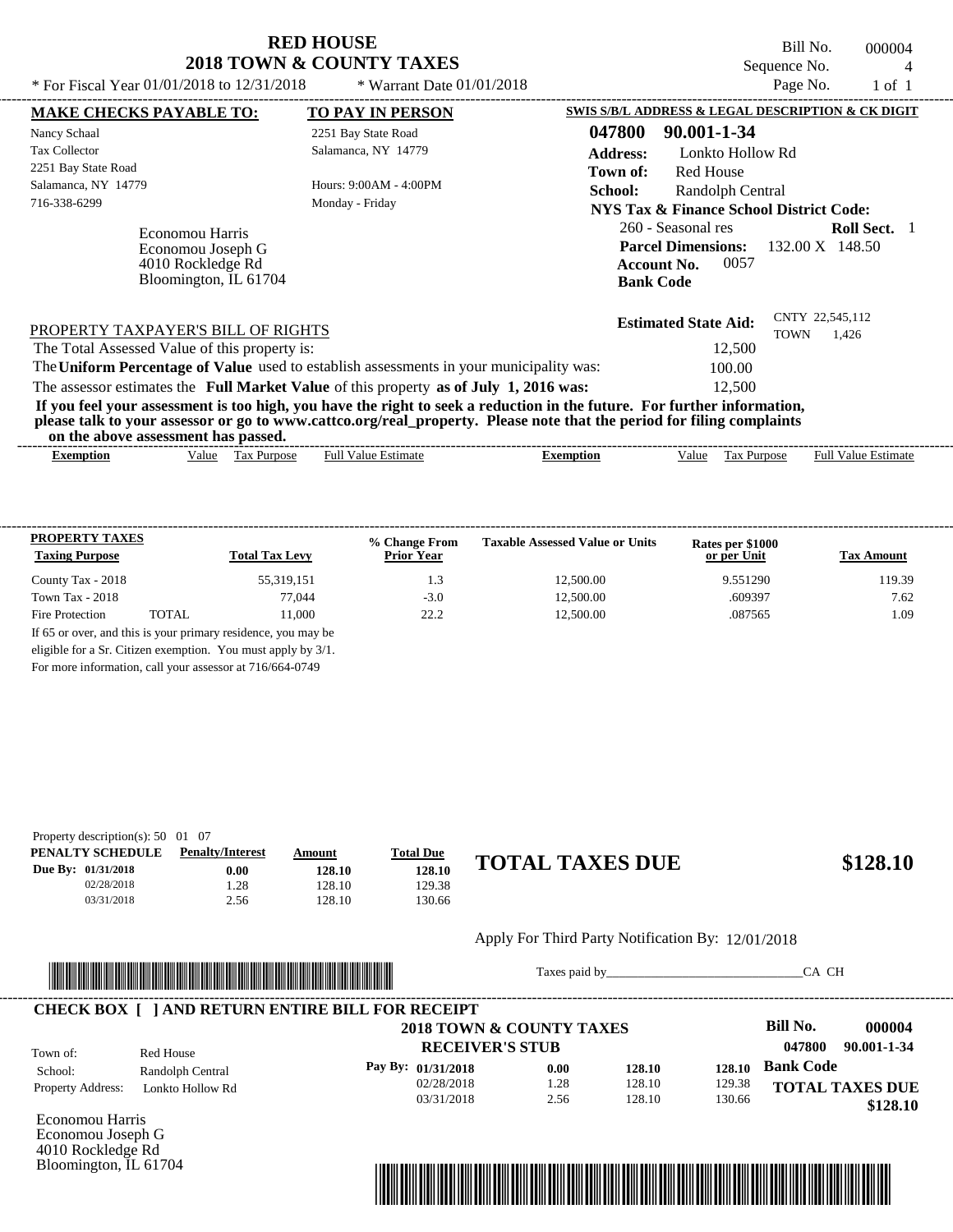# RED HOUSE
## 2018 TOWN & COUNTY TAXES

* For Fiscal Year 01/01/2018 to 12/31/2018 * Warrant Date 01/01/2018

Bill No. 000004
Sequence No. 4
Page No. 1 of 1

**MAKE CHECKS PAYABLE TO:**

Nancy Schaal
Tax Collector
2251 Bay State Road
Salamanca, NY 14779
716-338-6299

**TO PAY IN PERSON**

2251 Bay State Road
Salamanca, NY 14779

Hours: 9:00AM - 4:00PM
Monday - Friday

Economou Harris
Economou Joseph G
4010 Rockledge Rd
Bloomington, IL 61704

**SWIS S/B/L ADDRESS & LEGAL DESCRIPTION & CK DIGIT**

**047800 90.001-1-34**

**Address:** Lonkto Hollow Rd
**Town of:** Red House
**School:** Randolph Central
**NYS Tax & Finance School District Code:**
260 - Seasonal res **Roll Sect.** 1
**Parcel Dimensions:** 132.00 X 148.50
**Account No.** 0057
**Bank Code**

**Estimated State Aid:** CNTY 22,545,112 TOWN 1,426

PROPERTY TAXPAYER'S BILL OF RIGHTS

The Total Assessed Value of this property is: 12,500
The **Uniform Percentage of Value** used to establish assessments in your municipality was: 100.00
The assessor estimates the **Full Market Value** of this property **as of July 1, 2016 was:** 12,500

**If you feel your assessment is too high, you have the right to seek a reduction in the future. For further information, please talk to your assessor or go to www.cattco.org/real_property. Please note that the period for filing complaints on the above assessment has passed.**

| Exemption | Value | Tax Purpose | Full Value Estimate | Exemption | Value | Tax Purpose | Full Value Estimate |
|---|---|---|---|---|---|---|---|

**PROPERTY TAXES**

| Taxing Purpose | | Total Tax Levy | % Change From Prior Year | Taxable Assessed Value or Units | Rates per $1000 or per Unit | Tax Amount |
|---|---|---|---|---|---|---|
| County Tax - 2018 | | 55,319,151 | 1.3 | 12,500.00 | 9.551290 | 119.39 |
| Town Tax - 2018 | | 77,044 | -3.0 | 12,500.00 | .609397 | 7.62 |
| Fire Protection | TOTAL | 11,000 | 22.2 | 12,500.00 | .087565 | 1.09 |

If 65 or over, and this is your primary residence, you may be eligible for a Sr. Citizen exemption. You must apply by 3/1. For more information, call your assessor at 716/664-0749

Property description(s): 50 01 07

| PENALTY SCHEDULE | Penalty/Interest | Amount | Total Due |
|---|---|---|---|
| Due By: 01/31/2018 | 0.00 | 128.10 | 128.10 |
| 02/28/2018 | 1.28 | 128.10 | 129.38 |
| 03/31/2018 | 2.56 | 128.10 | 130.66 |

**TOTAL TAXES DUE $128.10**

Apply For Third Party Notification By: 12/01/2018

Taxes paid by_______________________________CA CH

**CHECK BOX [ ] AND RETURN ENTIRE BILL FOR RECEIPT**

**2018 TOWN & COUNTY TAXES**
**RECEIVER'S STUB**

**Bill No. 000004**
**047800 90.001-1-34**

Town of: Red House
School: Randolph Central
Property Address: Lonkto Hollow Rd

| Pay By: | | | |
|---|---|---|---|
| 01/31/2018 | 0.00 | 128.10 | 128.10 |
| 02/28/2018 | 1.28 | 128.10 | 129.38 |
| 03/31/2018 | 2.56 | 128.10 | 130.66 |

**Bank Code**

**TOTAL TAXES DUE $128.10**

Economou Harris
Economou Joseph G
4010 Rockledge Rd
Bloomington, IL 61704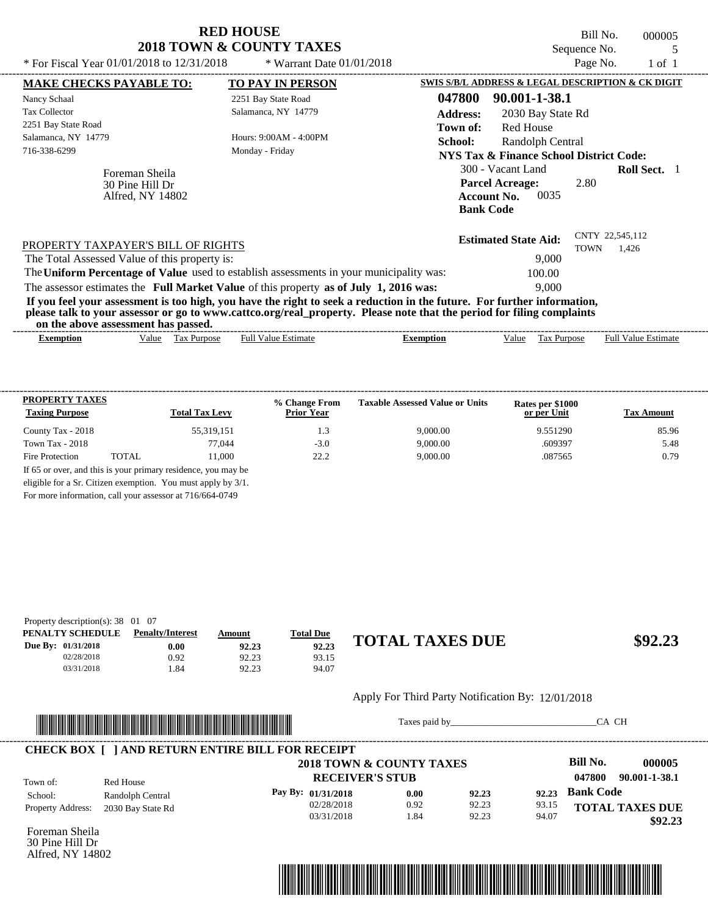# RED HOUSE
## 2018 TOWN & COUNTY TAXES

Bill No. 000005
Sequence No. 5
Page No. 1 of 1

* For Fiscal Year 01/01/2018 to 12/31/2018 * Warrant Date 01/01/2018

**MAKE CHECKS PAYABLE TO:**
Nancy Schaal
Tax Collector
2251 Bay State Road
Salamanca, NY 14779
716-338-6299

**TO PAY IN PERSON**
2251 Bay State Road
Salamanca, NY 14779

Hours: 9:00AM - 4:00PM
Monday - Friday

Foreman Sheila
30 Pine Hill Dr
Alfred, NY 14802

**SWIS S/B/L ADDRESS & LEGAL DESCRIPTION & CK DIGIT**

**047800 90.001-1-38.1**
**Address:** 2030 Bay State Rd
**Town of:** Red House
**School:** Randolph Central
**NYS Tax & Finance School District Code:**
300 - Vacant Land **Roll Sect.** 1
**Parcel Acreage:** 2.80
**Account No.** 0035
**Bank Code**

**Estimated State Aid:** CNTY 22,545,112 TOWN 1,426

PROPERTY TAXPAYER'S BILL OF RIGHTS

The Total Assessed Value of this property is: 9,000
The **Uniform Percentage of Value** used to establish assessments in your municipality was: 100.00
The assessor estimates the **Full Market Value** of this property **as of July 1, 2016 was:** 9,000

**If you feel your assessment is too high, you have the right to seek a reduction in the future. For further information, please talk to your assessor or go to www.cattco.org/real_property. Please note that the period for filing complaints on the above assessment has passed.**

| Exemption | Value | Tax Purpose | Full Value Estimate | Exemption | Value | Tax Purpose | Full Value Estimate |
|---|---|---|---|---|---|---|---|

| PROPERTY TAXES Taxing Purpose | | Total Tax Levy | % Change From Prior Year | Taxable Assessed Value or Units | Rates per $1000 or per Unit | Tax Amount |
|---|---|---|---|---|---|---|
| County Tax - 2018 | | 55,319,151 | 1.3 | 9,000.00 | 9.551290 | 85.96 |
| Town Tax - 2018 | | 77,044 | -3.0 | 9,000.00 | .609397 | 5.48 |
| Fire Protection | TOTAL | 11,000 | 22.2 | 9,000.00 | .087565 | 0.79 |

If 65 or over, and this is your primary residence, you may be eligible for a Sr. Citizen exemption. You must apply by 3/1. For more information, call your assessor at 716/664-0749

Property description(s): 38 01 07

| PENALTY SCHEDULE | Penalty/Interest | Amount | Total Due |
|---|---|---|---|
| Due By: 01/31/2018 | 0.00 | 92.23 | 92.23 |
| 02/28/2018 | 0.92 | 92.23 | 93.15 |
| 03/31/2018 | 1.84 | 92.23 | 94.07 |

**TOTAL TAXES DUE $92.23**

Apply For Third Party Notification By: 12/01/2018

Taxes paid by_______________________________CA CH

**CHECK BOX [ ] AND RETURN ENTIRE BILL FOR RECEIPT**

**2018 TOWN & COUNTY TAXES**
**RECEIVER'S STUB**

**Bill No. 000005**
**047800 90.001-1-38.1**

Town of: Red House
School: Randolph Central
Property Address: 2030 Bay State Rd

| Pay By: | | | |
|---|---|---|---|
| 01/31/2018 | 0.00 | 92.23 | 92.23 |
| 02/28/2018 | 0.92 | 92.23 | 93.15 |
| 03/31/2018 | 1.84 | 92.23 | 94.07 |

**Bank Code**

**TOTAL TAXES DUE $92.23**

Foreman Sheila
30 Pine Hill Dr
Alfred, NY 14802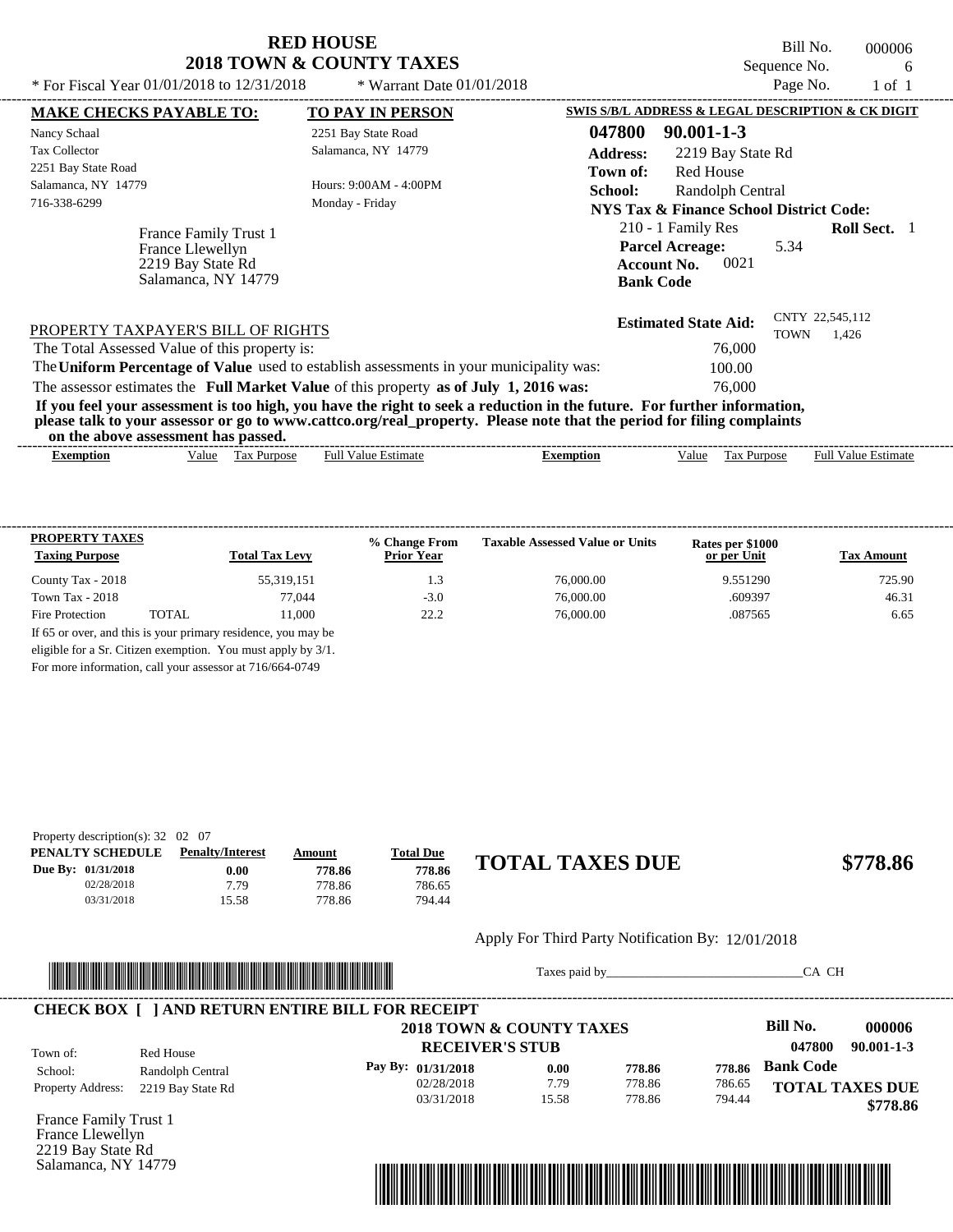# RED HOUSE
## 2018 TOWN & COUNTY TAXES

Bill No. 000006
Sequence No. 6
Page No. 1 of 1

* For Fiscal Year 01/01/2018 to 12/31/2018 * Warrant Date 01/01/2018

**MAKE CHECKS PAYABLE TO:**

Nancy Schaal
Tax Collector
2251 Bay State Road
Salamanca, NY 14779
716-338-6299

**TO PAY IN PERSON**

2251 Bay State Road
Salamanca, NY 14779

Hours: 9:00AM - 4:00PM
Monday - Friday

**SWIS S/B/L ADDRESS & LEGAL DESCRIPTION & CK DIGIT**

**047800 90.001-1-3**

**Address:** 2219 Bay State Rd
**Town of:** Red House
**School:** Randolph Central
**NYS Tax & Finance School District Code:**
210 - 1 Family Res **Roll Sect.** 1
**Parcel Acreage:** 5.34
**Account No.** 0021
**Bank Code**

France Family Trust 1
France Llewellyn
2219 Bay State Rd
Salamanca, NY 14779

**Estimated State Aid:** CNTY 22,545,112 TOWN 1,426

PROPERTY TAXPAYER'S BILL OF RIGHTS

The Total Assessed Value of this property is: 76,000
The **Uniform Percentage of Value** used to establish assessments in your municipality was: 100.00
The assessor estimates the **Full Market Value** of this property **as of July 1, 2016 was:** 76,000

**If you feel your assessment is too high, you have the right to seek a reduction in the future. For further information, please talk to your assessor or go to www.cattco.org/real_property. Please note that the period for filing complaints on the above assessment has passed.**

| Exemption | Value | Tax Purpose | Full Value Estimate | Exemption | Value | Tax Purpose | Full Value Estimate |
|---|---|---|---|---|---|---|---|

| PROPERTY TAXES Taxing Purpose | | Total Tax Levy | % Change From Prior Year | Taxable Assessed Value or Units | Rates per $1000 or per Unit | Tax Amount |
|---|---|---|---|---|---|---|
| County Tax - 2018 | | 55,319,151 | 1.3 | 76,000.00 | 9.551290 | 725.90 |
| Town Tax - 2018 | | 77,044 | -3.0 | 76,000.00 | .609397 | 46.31 |
| Fire Protection | TOTAL | 11,000 | 22.2 | 76,000.00 | .087565 | 6.65 |

If 65 or over, and this is your primary residence, you may be eligible for a Sr. Citizen exemption. You must apply by 3/1. For more information, call your assessor at 716/664-0749

Property description(s): 32 02 07

| PENALTY SCHEDULE | Penalty/Interest | Amount | Total Due |
|---|---|---|---|
| Due By: 01/31/2018 | 0.00 | 778.86 | 778.86 |
| 02/28/2018 | 7.79 | 778.86 | 786.65 |
| 03/31/2018 | 15.58 | 778.86 | 794.44 |

**TOTAL TAXES DUE $778.86**

Apply For Third Party Notification By: 12/01/2018

Taxes paid by_______________________________CA CH

**CHECK BOX [ ] AND RETURN ENTIRE BILL FOR RECEIPT**

**2018 TOWN & COUNTY TAXES**
**RECEIVER'S STUB**

**Bill No. 000006**
**047800 90.001-1-3**

Town of: Red House
School: Randolph Central
Property Address: 2219 Bay State Rd

| Pay By: | | | |
|---|---|---|---|
| 01/31/2018 | 0.00 | 778.86 | 778.86 |
| 02/28/2018 | 7.79 | 778.86 | 786.65 |
| 03/31/2018 | 15.58 | 778.86 | 794.44 |

**Bank Code**

**TOTAL TAXES DUE $778.86**

France Family Trust 1
France Llewellyn
2219 Bay State Rd
Salamanca, NY 14779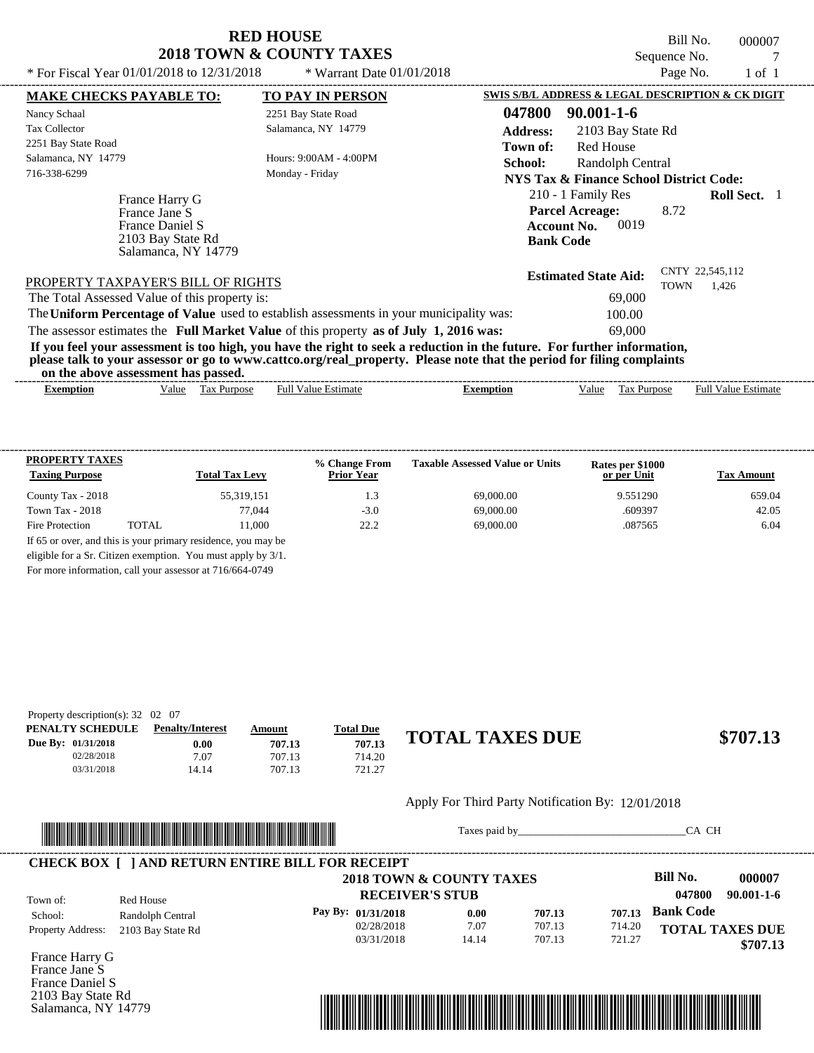# RED HOUSE
## 2018 TOWN & COUNTY TAXES

Bill No. 000007
Sequence No. 7
Page No. 1 of 1

* For Fiscal Year 01/01/2018 to 12/31/2018 * Warrant Date 01/01/2018

**MAKE CHECKS PAYABLE TO:**
Nancy Schaal
Tax Collector
2251 Bay State Road
Salamanca, NY 14779
716-338-6299

**TO PAY IN PERSON**
2251 Bay State Road
Salamanca, NY 14779
Hours: 9:00AM - 4:00PM
Monday - Friday

**SWIS S/B/L ADDRESS & LEGAL DESCRIPTION & CK DIGIT**
**047800 90.001-1-6**
**Address:** 2103 Bay State Rd
**Town of:** Red House
**School:** Randolph Central
**NYS Tax & Finance School District Code:**
210 - 1 Family Res **Roll Sect.** 1
**Parcel Acreage:** 8.72
**Account No.** 0019
**Bank Code**

France Harry G
France Jane S
France Daniel S
2103 Bay State Rd
Salamanca, NY 14779

**Estimated State Aid:** CNTY 22,545,112 TOWN 1,426

PROPERTY TAXPAYER'S BILL OF RIGHTS
The Total Assessed Value of this property is: 69,000
The **Uniform Percentage of Value** used to establish assessments in your municipality was: 100.00
The assessor estimates the **Full Market Value** of this property **as of July 1, 2016 was:** 69,000

**If you feel your assessment is too high, you have the right to seek a reduction in the future. For further information, please talk to your assessor or go to www.cattco.org/real_property. Please note that the period for filing complaints on the above assessment has passed.**

| Exemption | Value | Tax Purpose | Full Value Estimate | Exemption | Value | Tax Purpose | Full Value Estimate |
|---|---|---|---|---|---|---|---|

| PROPERTY TAXES Taxing Purpose | | Total Tax Levy | % Change From Prior Year | Taxable Assessed Value or Units | Rates per $1000 or per Unit | Tax Amount |
|---|---|---|---|---|---|---|
| County Tax - 2018 | | 55,319,151 | 1.3 | 69,000.00 | 9.551290 | 659.04 |
| Town Tax - 2018 | | 77,044 | -3.0 | 69,000.00 | .609397 | 42.05 |
| Fire Protection | TOTAL | 11,000 | 22.2 | 69,000.00 | .087565 | 6.04 |

If 65 or over, and this is your primary residence, you may be eligible for a Sr. Citizen exemption. You must apply by 3/1.
For more information, call your assessor at 716/664-0749

Property description(s): 32 02 07

| PENALTY SCHEDULE | Penalty/Interest | Amount | Total Due |
|---|---|---|---|
| Due By: 01/31/2018 | 0.00 | 707.13 | 707.13 |
| 02/28/2018 | 7.07 | 707.13 | 714.20 |
| 03/31/2018 | 14.14 | 707.13 | 721.27 |

**TOTAL TAXES DUE $707.13**

Apply For Third Party Notification By: 12/01/2018

Taxes paid by_______________________________CA CH

**CHECK BOX [ ] AND RETURN ENTIRE BILL FOR RECEIPT**

**2018 TOWN & COUNTY TAXES**
**RECEIVER'S STUB**

**Bill No. 000007**
**047800 90.001-1-6**

Town of: Red House
School: Randolph Central
Property Address: 2103 Bay State Rd

| Pay By: | | | |
|---|---|---|---|
| 01/31/2018 | 0.00 | 707.13 | 707.13 |
| 02/28/2018 | 7.07 | 707.13 | 714.20 |
| 03/31/2018 | 14.14 | 707.13 | 721.27 |

**Bank Code**
**TOTAL TAXES DUE $707.13**

France Harry G
France Jane S
France Daniel S
2103 Bay State Rd
Salamanca, NY 14779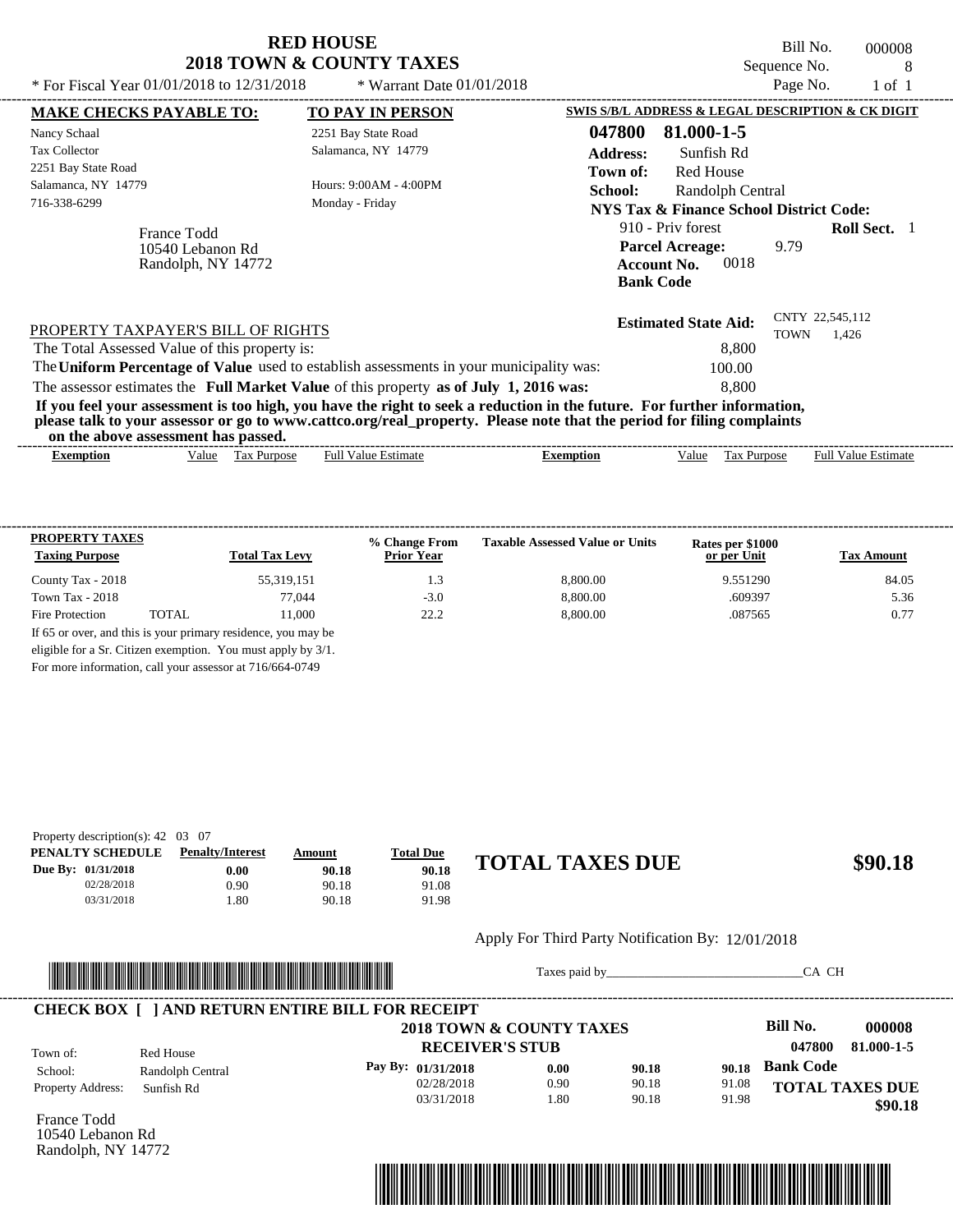# RED HOUSE
## 2018 TOWN & COUNTY TAXES

Bill No. 000008
Sequence No. 8
Page No. 1 of 1

* For Fiscal Year 01/01/2018 to 12/31/2018 * Warrant Date 01/01/2018

**MAKE CHECKS PAYABLE TO:**
Nancy Schaal
Tax Collector
2251 Bay State Road
Salamanca, NY 14779
716-338-6299

**TO PAY IN PERSON**
2251 Bay State Road
Salamanca, NY 14779

Hours: 9:00AM - 4:00PM
Monday - Friday

**SWIS S/B/L ADDRESS & LEGAL DESCRIPTION & CK DIGIT**
**047800 81.000-1-5**
**Address:** Sunfish Rd
**Town of:** Red House
**School:** Randolph Central
**NYS Tax & Finance School District Code:**
910 - Priv forest **Roll Sect.** 1
**Parcel Acreage:** 9.79
**Account No.** 0018
**Bank Code**

France Todd
10540 Lebanon Rd
Randolph, NY 14772

**Estimated State Aid:** CNTY 22,545,112 TOWN 1,426

PROPERTY TAXPAYER'S BILL OF RIGHTS

The Total Assessed Value of this property is: 8,800
The **Uniform Percentage of Value** used to establish assessments in your municipality was: 100.00
The assessor estimates the **Full Market Value** of this property **as of July 1, 2016 was:** 8,800

**If you feel your assessment is too high, you have the right to seek a reduction in the future. For further information, please talk to your assessor or go to www.cattco.org/real_property. Please note that the period for filing complaints on the above assessment has passed.**

| Exemption | Value | Tax Purpose | Full Value Estimate | Exemption | Value | Tax Purpose | Full Value Estimate |
|---|---|---|---|---|---|---|---|

**PROPERTY TAXES**

| Taxing Purpose | | Total Tax Levy | % Change From Prior Year | Taxable Assessed Value or Units | Rates per $1000 or per Unit | Tax Amount |
|---|---|---|---|---|---|---|
| County Tax - 2018 | | 55,319,151 | 1.3 | 8,800.00 | 9.551290 | 84.05 |
| Town Tax - 2018 | | 77,044 | -3.0 | 8,800.00 | .609397 | 5.36 |
| Fire Protection | TOTAL | 11,000 | 22.2 | 8,800.00 | .087565 | 0.77 |

If 65 or over, and this is your primary residence, you may be eligible for a Sr. Citizen exemption. You must apply by 3/1.
For more information, call your assessor at 716/664-0749

Property description(s): 42 03 07

| PENALTY SCHEDULE | Penalty/Interest | Amount | Total Due |
|---|---|---|---|
| Due By: 01/31/2018 | 0.00 | 90.18 | 90.18 |
| 02/28/2018 | 0.90 | 90.18 | 91.08 |
| 03/31/2018 | 1.80 | 90.18 | 91.98 |

**TOTAL TAXES DUE $90.18**

Apply For Third Party Notification By: 12/01/2018

Taxes paid by_______________________________CA CH

**CHECK BOX [ ] AND RETURN ENTIRE BILL FOR RECEIPT**

**2018 TOWN & COUNTY TAXES**
**RECEIVER'S STUB**

**Bill No. 000008**
**047800 81.000-1-5**

Town of: Red House
School: Randolph Central
Property Address: Sunfish Rd

| Pay By: | | | |
|---|---|---|---|
| 01/31/2018 | 0.00 | 90.18 | 90.18 |
| 02/28/2018 | 0.90 | 90.18 | 91.08 |
| 03/31/2018 | 1.80 | 90.18 | 91.98 |

**Bank Code**

**TOTAL TAXES DUE $90.18**

France Todd
10540 Lebanon Rd
Randolph, NY 14772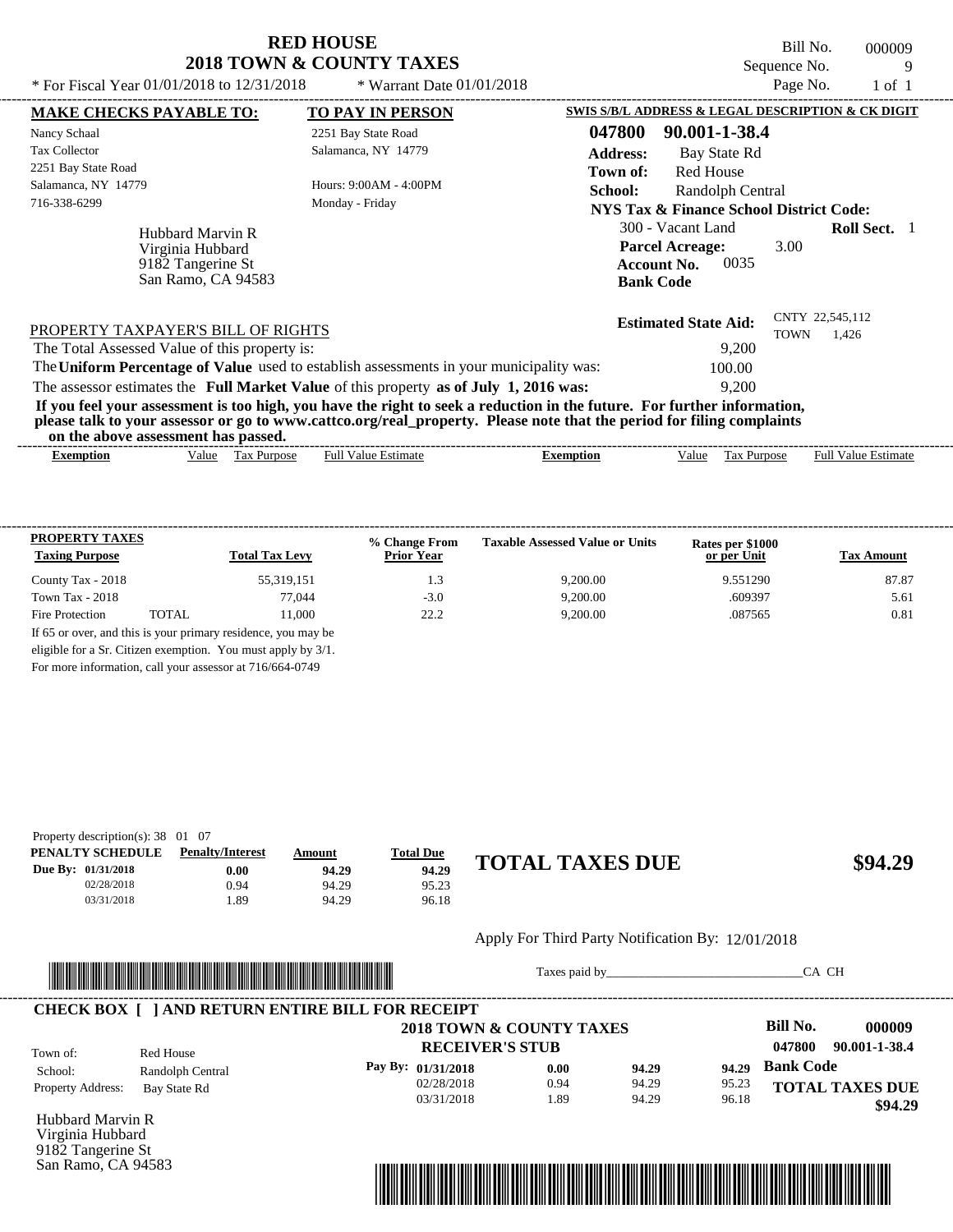# RED HOUSE
## 2018 TOWN & COUNTY TAXES

* For Fiscal Year 01/01/2018 to 12/31/2018 * Warrant Date 01/01/2018

Bill No. 000009
Sequence No. 9
Page No. 1 of 1

| MAKE CHECKS PAYABLE TO: | TO PAY IN PERSON | SWIS S/B/L ADDRESS & LEGAL DESCRIPTION & CK DIGIT |
|---|---|---|
| Nancy Schaal | 2251 Bay State Road | **047800 90.001-1-38.4** |
| Tax Collector | Salamanca, NY 14779 | **Address:** Bay State Rd |
| 2251 Bay State Road | | **Town of:** Red House |
| Salamanca, NY 14779 | Hours: 9:00AM - 4:00PM | **School:** Randolph Central |
| 716-338-6299 | Monday - Friday | **NYS Tax & Finance School District Code:** |

Hubbard Marvin R
Virginia Hubbard
9182 Tangerine St
San Ramo, CA 94583

300 - Vacant Land **Roll Sect.** 1
**Parcel Acreage:** 3.00
**Account No.** 0035
**Bank Code**

**Estimated State Aid:** CNTY 22,545,112 TOWN 1,426

PROPERTY TAXPAYER'S BILL OF RIGHTS

The Total Assessed Value of this property is: 9,200

The **Uniform Percentage of Value** used to establish assessments in your municipality was: 100.00

The assessor estimates the **Full Market Value** of this property **as of July 1, 2016 was:** 9,200

**If you feel your assessment is too high, you have the right to seek a reduction in the future. For further information, please talk to your assessor or go to www.cattco.org/real_property. Please note that the period for filing complaints on the above assessment has passed.**

| Exemption | Value | Tax Purpose | Full Value Estimate | Exemption | Value | Tax Purpose | Full Value Estimate |
|---|---|---|---|---|---|---|---|

| PROPERTY TAXES Taxing Purpose | | Total Tax Levy | % Change From Prior Year | Taxable Assessed Value or Units | Rates per $1000 or per Unit | Tax Amount |
|---|---|---|---|---|---|---|
| County Tax - 2018 | | 55,319,151 | 1.3 | 9,200.00 | 9.551290 | 87.87 |
| Town Tax - 2018 | | 77,044 | -3.0 | 9,200.00 | .609397 | 5.61 |
| Fire Protection | TOTAL | 11,000 | 22.2 | 9,200.00 | .087565 | 0.81 |

If 65 or over, and this is your primary residence, you may be eligible for a Sr. Citizen exemption. You must apply by 3/1. For more information, call your assessor at 716/664-0749

Property description(s): 38 01 07

| PENALTY SCHEDULE | Penalty/Interest | Amount | Total Due |
|---|---|---|---|
| **Due By: 01/31/2018** | **0.00** | **94.29** | **94.29** |
| 02/28/2018 | 0.94 | 94.29 | 95.23 |
| 03/31/2018 | 1.89 | 94.29 | 96.18 |

**TOTAL TAXES DUE $94.29**

Apply For Third Party Notification By: 12/01/2018

Taxes paid by_______________________________CA CH

**CHECK BOX [ ] AND RETURN ENTIRE BILL FOR RECEIPT**

**2018 TOWN & COUNTY TAXES**
**RECEIVER'S STUB**

**Bill No. 000009**
**047800 90.001-1-38.4**

Town of: Red House
School: Randolph Central
Property Address: Bay State Rd

| Pay By: | | | |
|---|---|---|---|
| **01/31/2018** | **0.00** | **94.29** | **94.29** |
| 02/28/2018 | 0.94 | 94.29 | 95.23 |
| 03/31/2018 | 1.89 | 94.29 | 96.18 |

**Bank Code**

**TOTAL TAXES DUE $94.29**

Hubbard Marvin R
Virginia Hubbard
9182 Tangerine St
San Ramo, CA 94583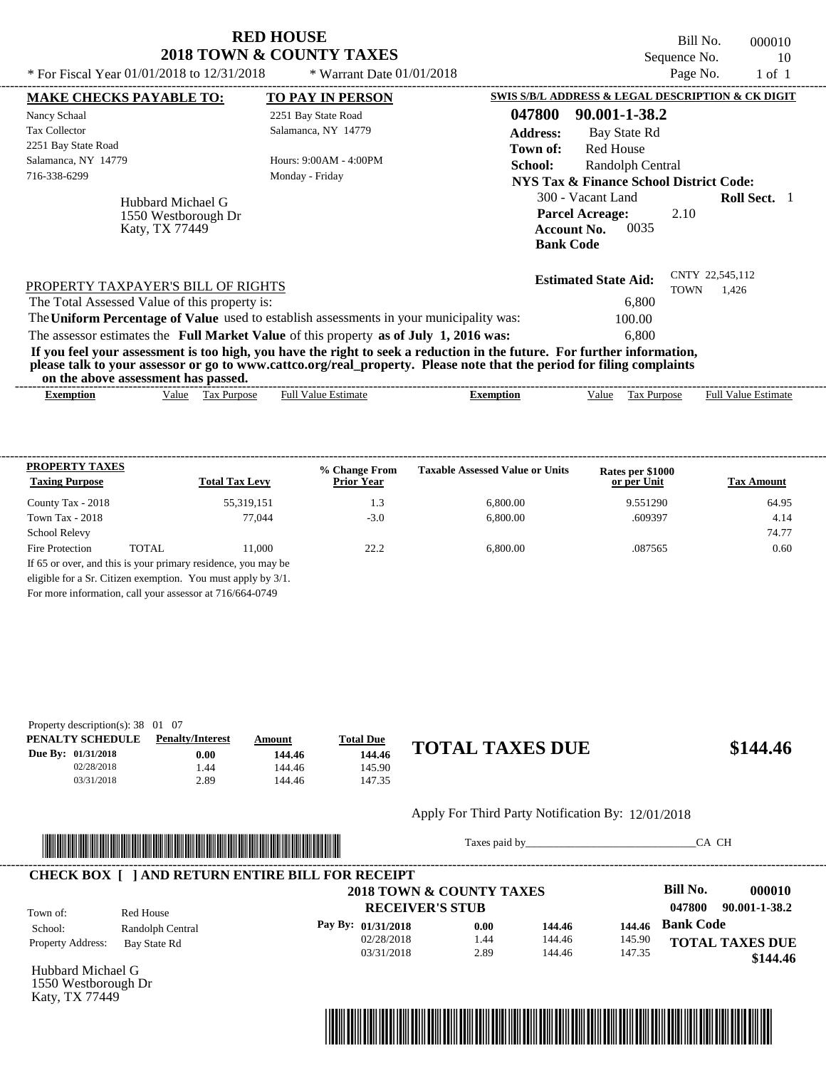# RED HOUSE
## 2018 TOWN & COUNTY TAXES

\* For Fiscal Year 01/01/2018 to 12/31/2018 \* Warrant Date 01/01/2018

Bill No. 000010
Sequence No. 10
Page No. 1 of 1

**MAKE CHECKS PAYABLE TO:**
Nancy Schaal
Tax Collector
2251 Bay State Road
Salamanca, NY 14779
716-338-6299

**TO PAY IN PERSON**
2251 Bay State Road
Salamanca, NY 14779
Hours: 9:00AM - 4:00PM
Monday - Friday

Hubbard Michael G
1550 Westborough Dr
Katy, TX 77449

**SWIS S/B/L ADDRESS & LEGAL DESCRIPTION & CK DIGIT**
**047800 90.001-1-38.2**
**Address:** Bay State Rd
**Town of:** Red House
**School:** Randolph Central
**NYS Tax & Finance School District Code:**
300 - Vacant Land **Roll Sect.** 1
**Parcel Acreage:** 2.10
**Account No.** 0035
**Bank Code**

**Estimated State Aid:** CNTY 22,545,112 TOWN 1,426

PROPERTY TAXPAYER'S BILL OF RIGHTS
The Total Assessed Value of this property is: 6,800
The **Uniform Percentage of Value** used to establish assessments in your municipality was: 100.00
The assessor estimates the **Full Market Value** of this property **as of July 1, 2016 was:** 6,800

**If you feel your assessment is too high, you have the right to seek a reduction in the future. For further information, please talk to your assessor or go to www.cattco.org/real_property. Please note that the period for filing complaints on the above assessment has passed.**

| Exemption | Value | Tax Purpose | Full Value Estimate | Exemption | Value | Tax Purpose | Full Value Estimate |
|---|---|---|---|---|---|---|---|

| PROPERTY TAXES Taxing Purpose | | Total Tax Levy | % Change From Prior Year | Taxable Assessed Value or Units | Rates per $1000 or per Unit | Tax Amount |
|---|---|---|---|---|---|---|
| County Tax - 2018 | | 55,319,151 | 1.3 | 6,800.00 | 9.551290 | 64.95 |
| Town Tax - 2018 | | 77,044 | -3.0 | 6,800.00 | .609397 | 4.14 |
| School Relevy | | | | | | 74.77 |
| Fire Protection | TOTAL | 11,000 | 22.2 | 6,800.00 | .087565 | 0.60 |

If 65 or over, and this is your primary residence, you may be eligible for a Sr. Citizen exemption. You must apply by 3/1.
For more information, call your assessor at 716/664-0749

Property description(s): 38 01 07

| PENALTY SCHEDULE | Penalty/Interest | Amount | Total Due |
|---|---|---|---|
| Due By: 01/31/2018 | 0.00 | 144.46 | 144.46 |
| 02/28/2018 | 1.44 | 144.46 | 145.90 |
| 03/31/2018 | 2.89 | 144.46 | 147.35 |

**TOTAL TAXES DUE $144.46**

Apply For Third Party Notification By: 12/01/2018

Taxes paid by_______________________________CA CH

**CHECK BOX [ ] AND RETURN ENTIRE BILL FOR RECEIPT**

**2018 TOWN & COUNTY TAXES**
**RECEIVER'S STUB**

**Bill No. 000010**
**047800 90.001-1-38.2**

Town of: Red House
School: Randolph Central
Property Address: Bay State Rd

| Pay By: | | | |
|---|---|---|---|
| 01/31/2018 | 0.00 | 144.46 | 144.46 |
| 02/28/2018 | 1.44 | 144.46 | 145.90 |
| 03/31/2018 | 2.89 | 144.46 | 147.35 |

**Bank Code**
**TOTAL TAXES DUE $144.46**

Hubbard Michael G
1550 Westborough Dr
Katy, TX 77449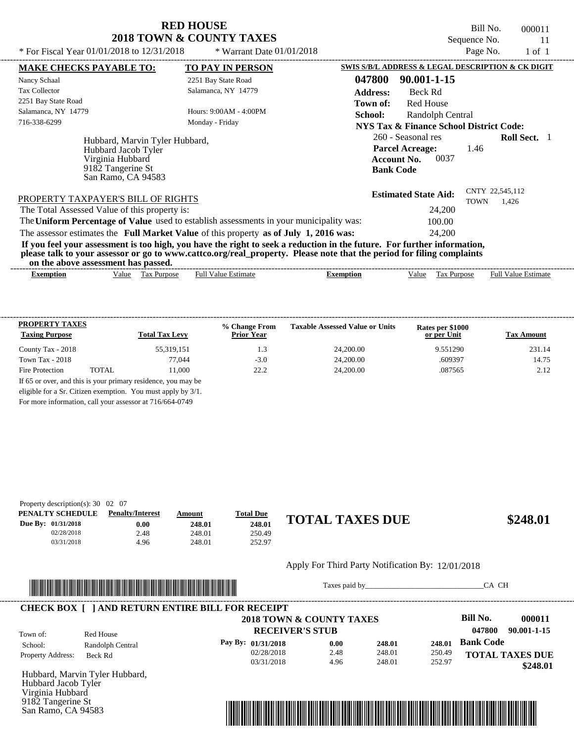# RED HOUSE
## 2018 TOWN & COUNTY TAXES

Bill No. 000011
Sequence No. 11
Page No. 1 of 1

* For Fiscal Year 01/01/2018 to 12/31/2018 * Warrant Date 01/01/2018

**MAKE CHECKS PAYABLE TO:**
Nancy Schaal
Tax Collector
2251 Bay State Road
Salamanca, NY 14779
716-338-6299

**TO PAY IN PERSON**
2251 Bay State Road
Salamanca, NY 14779

Hours: 9:00AM - 4:00PM
Monday - Friday

**SWIS S/B/L ADDRESS & LEGAL DESCRIPTION & CK DIGIT**
**047800 90.001-1-15**
**Address:** Beck Rd
**Town of:** Red House
**School:** Randolph Central
**NYS Tax & Finance School District Code:**
260 - Seasonal res **Roll Sect.** 1
**Parcel Acreage:** 1.46
**Account No.** 0037
**Bank Code**

Hubbard, Marvin Tyler Hubbard,
Hubbard Jacob Tyler
Virginia Hubbard
9182 Tangerine St
San Ramo, CA 94583

**Estimated State Aid:** CNTY 22,545,112 TOWN 1,426

PROPERTY TAXPAYER'S BILL OF RIGHTS

The Total Assessed Value of this property is: 24,200

The **Uniform Percentage of Value** used to establish assessments in your municipality was: 100.00

The assessor estimates the **Full Market Value** of this property **as of July 1, 2016 was:** 24,200

**If you feel your assessment is too high, you have the right to seek a reduction in the future. For further information, please talk to your assessor or go to www.cattco.org/real_property. Please note that the period for filing complaints on the above assessment has passed.**

| Exemption | Value | Tax Purpose | Full Value Estimate | Exemption | Value | Tax Purpose | Full Value Estimate |
|---|---|---|---|---|---|---|---|

| PROPERTY TAXES Taxing Purpose | | Total Tax Levy | % Change From Prior Year | Taxable Assessed Value or Units | Rates per $1000 or per Unit | Tax Amount |
|---|---|---|---|---|---|---|
| County Tax - 2018 | | 55,319,151 | 1.3 | 24,200.00 | 9.551290 | 231.14 |
| Town Tax - 2018 | | 77,044 | -3.0 | 24,200.00 | .609397 | 14.75 |
| Fire Protection | TOTAL | 11,000 | 22.2 | 24,200.00 | .087565 | 2.12 |

If 65 or over, and this is your primary residence, you may be eligible for a Sr. Citizen exemption. You must apply by 3/1. For more information, call your assessor at 716/664-0749

Property description(s): 30 02 07

| PENALTY SCHEDULE | Penalty/Interest | Amount | Total Due |
|---|---|---|---|
| Due By: 01/31/2018 | 0.00 | 248.01 | 248.01 |
| 02/28/2018 | 2.48 | 248.01 | 250.49 |
| 03/31/2018 | 4.96 | 248.01 | 252.97 |

**TOTAL TAXES DUE $248.01**

Apply For Third Party Notification By: 12/01/2018

Taxes paid by_______________________________CA CH

**CHECK BOX [ ] AND RETURN ENTIRE BILL FOR RECEIPT**

**2018 TOWN & COUNTY TAXES**
**RECEIVER'S STUB**

**Bill No. 000011**
**047800 90.001-1-15**

Town of: Red House
School: Randolph Central
Property Address: Beck Rd

| Pay By: | | | |
|---|---|---|---|
| 01/31/2018 | 0.00 | 248.01 | 248.01 |
| 02/28/2018 | 2.48 | 248.01 | 250.49 |
| 03/31/2018 | 4.96 | 248.01 | 252.97 |

**Bank Code**

**TOTAL TAXES DUE $248.01**

Hubbard, Marvin Tyler Hubbard,
Hubbard Jacob Tyler
Virginia Hubbard
9182 Tangerine St
San Ramo, CA 94583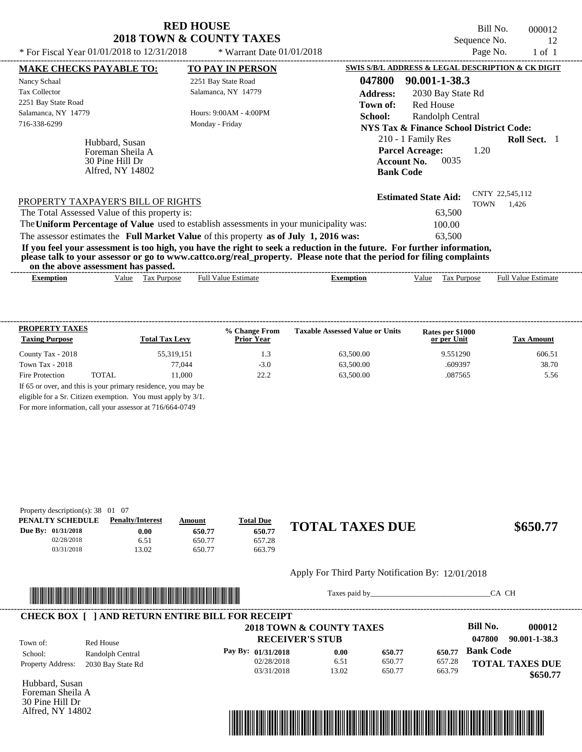# RED HOUSE
## 2018 TOWN & COUNTY TAXES

\* For Fiscal Year 01/01/2018 to 12/31/2018 \* Warrant Date 01/01/2018

Bill No. 000012
Sequence No. 12
Page No. 1 of 1

**MAKE CHECKS PAYABLE TO:**
Nancy Schaal
Tax Collector
2251 Bay State Road
Salamanca, NY 14779
716-338-6299

**TO PAY IN PERSON**
2251 Bay State Road
Salamanca, NY 14779

Hours: 9:00AM - 4:00PM
Monday - Friday

Hubbard, Susan
Foreman Sheila A
30 Pine Hill Dr
Alfred, NY 14802

**SWIS S/B/L ADDRESS & LEGAL DESCRIPTION & CK DIGIT**
**047800 90.001-1-38.3**
**Address:** 2030 Bay State Rd
**Town of:** Red House
**School:** Randolph Central
**NYS Tax & Finance School District Code:**
210 - 1 Family Res **Roll Sect.** 1
**Parcel Acreage:** 1.20
**Account No.** 0035
**Bank Code**

**Estimated State Aid:** CNTY 22,545,112 TOWN 1,426

PROPERTY TAXPAYER'S BILL OF RIGHTS

The Total Assessed Value of this property is: 63,500
The **Uniform Percentage of Value** used to establish assessments in your municipality was: 100.00
The assessor estimates the **Full Market Value** of this property **as of July 1, 2016 was:** 63,500

**If you feel your assessment is too high, you have the right to seek a reduction in the future. For further information, please talk to your assessor or go to www.cattco.org/real_property. Please note that the period for filing complaints on the above assessment has passed.**

| Exemption | Value | Tax Purpose | Full Value Estimate | Exemption | Value | Tax Purpose | Full Value Estimate |
|---|---|---|---|---|---|---|---|

| PROPERTY TAXES Taxing Purpose | | Total Tax Levy | % Change From Prior Year | Taxable Assessed Value or Units | Rates per $1000 or per Unit | Tax Amount |
|---|---|---|---|---|---|---|
| County Tax - 2018 | | 55,319,151 | 1.3 | 63,500.00 | 9.551290 | 606.51 |
| Town Tax - 2018 | | 77,044 | -3.0 | 63,500.00 | .609397 | 38.70 |
| Fire Protection | TOTAL | 11,000 | 22.2 | 63,500.00 | .087565 | 5.56 |

If 65 or over, and this is your primary residence, you may be eligible for a Sr. Citizen exemption. You must apply by 3/1. For more information, call your assessor at 716/664-0749

Property description(s): 38 01 07

| PENALTY SCHEDULE | Penalty/Interest | Amount | Total Due |
|---|---|---|---|
| Due By: 01/31/2018 | 0.00 | 650.77 | 650.77 |
| 02/28/2018 | 6.51 | 650.77 | 657.28 |
| 03/31/2018 | 13.02 | 650.77 | 663.79 |

**TOTAL TAXES DUE $650.77**

Apply For Third Party Notification By: 12/01/2018

Taxes paid by________________________________CA CH

**CHECK BOX [ ] AND RETURN ENTIRE BILL FOR RECEIPT**

**2018 TOWN & COUNTY TAXES**
**RECEIVER'S STUB**

**Bill No. 000012**
**047800 90.001-1-38.3**

Town of: Red House
School: Randolph Central
Property Address: 2030 Bay State Rd

| Pay By: | | | |
|---|---|---|---|
| 01/31/2018 | 0.00 | 650.77 | 650.77 |
| 02/28/2018 | 6.51 | 650.77 | 657.28 |
| 03/31/2018 | 13.02 | 650.77 | 663.79 |

**Bank Code**

**TOTAL TAXES DUE $650.77**

Hubbard, Susan
Foreman Sheila A
30 Pine Hill Dr
Alfred, NY 14802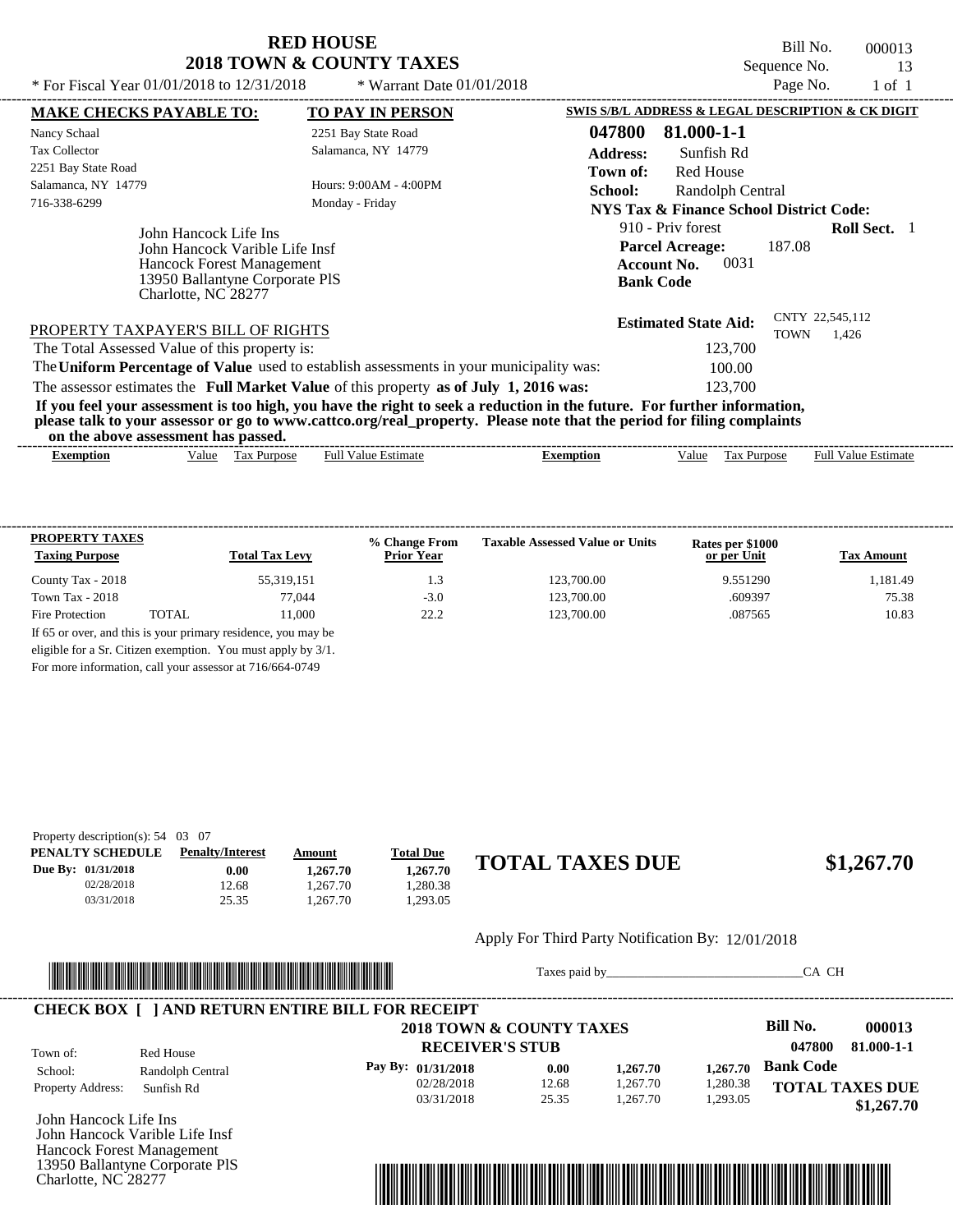# RED HOUSE
## 2018 TOWN & COUNTY TAXES

* For Fiscal Year 01/01/2018 to 12/31/2018 * Warrant Date 01/01/2018

Bill No. 000013
Sequence No. 13
Page No. 1 of 1

**MAKE CHECKS PAYABLE TO:**
Nancy Schaal
Tax Collector
2251 Bay State Road
Salamanca, NY 14779
716-338-6299

**TO PAY IN PERSON**
2251 Bay State Road
Salamanca, NY 14779
Hours: 9:00AM - 4:00PM
Monday - Friday

**SWIS S/B/L ADDRESS & LEGAL DESCRIPTION & CK DIGIT**
**047800 81.000-1-1**
**Address:** Sunfish Rd
**Town of:** Red House
**School:** Randolph Central
**NYS Tax & Finance School District Code:**
910 - Priv forest **Roll Sect.** 1
**Parcel Acreage:** 187.08
**Account No.** 0031
**Bank Code**

John Hancock Life Ins
John Hancock Varible Life Insf
Hancock Forest Management
13950 Ballantyne Corporate PlS
Charlotte, NC 28277

**Estimated State Aid:** CNTY 22,545,112 TOWN 1,426

PROPERTY TAXPAYER'S BILL OF RIGHTS

The Total Assessed Value of this property is: 123,700
The **Uniform Percentage of Value** used to establish assessments in your municipality was: 100.00
The assessor estimates the **Full Market Value** of this property **as of July 1, 2016 was:** 123,700

**If you feel your assessment is too high, you have the right to seek a reduction in the future. For further information, please talk to your assessor or go to www.cattco.org/real_property. Please note that the period for filing complaints on the above assessment has passed.**

| Exemption | Value | Tax Purpose | Full Value Estimate | Exemption | Value | Tax Purpose | Full Value Estimate |
|---|---|---|---|---|---|---|---|

**PROPERTY TAXES**

| Taxing Purpose | | Total Tax Levy | % Change From Prior Year | Taxable Assessed Value or Units | Rates per $1000 or per Unit | Tax Amount |
|---|---|---|---|---|---|---|
| County Tax - 2018 | | 55,319,151 | 1.3 | 123,700.00 | 9.551290 | 1,181.49 |
| Town Tax - 2018 | | 77,044 | -3.0 | 123,700.00 | .609397 | 75.38 |
| Fire Protection | TOTAL | 11,000 | 22.2 | 123,700.00 | .087565 | 10.83 |

If 65 or over, and this is your primary residence, you may be eligible for a Sr. Citizen exemption. You must apply by 3/1.
For more information, call your assessor at 716/664-0749

Property description(s): 54 03 07

| PENALTY SCHEDULE | Penalty/Interest | Amount | Total Due |
|---|---|---|---|
| Due By: 01/31/2018 | 0.00 | 1,267.70 | 1,267.70 |
| 02/28/2018 | 12.68 | 1,267.70 | 1,280.38 |
| 03/31/2018 | 25.35 | 1,267.70 | 1,293.05 |

**TOTAL TAXES DUE $1,267.70**

Apply For Third Party Notification By: 12/01/2018

Taxes paid by_______________________________CA CH

**CHECK BOX [ ] AND RETURN ENTIRE BILL FOR RECEIPT**

**2018 TOWN & COUNTY TAXES**
**RECEIVER'S STUB**

**Bill No. 000013**
**047800 81.000-1-1**

Town of: Red House
School: Randolph Central
Property Address: Sunfish Rd

| Pay By: | | | |
|---|---|---|---|
| 01/31/2018 | 0.00 | 1,267.70 | 1,267.70 |
| 02/28/2018 | 12.68 | 1,267.70 | 1,280.38 |
| 03/31/2018 | 25.35 | 1,267.70 | 1,293.05 |

**Bank Code**

**TOTAL TAXES DUE $1,267.70**

John Hancock Life Ins
John Hancock Varible Life Insf
Hancock Forest Management
13950 Ballantyne Corporate PlS
Charlotte, NC 28277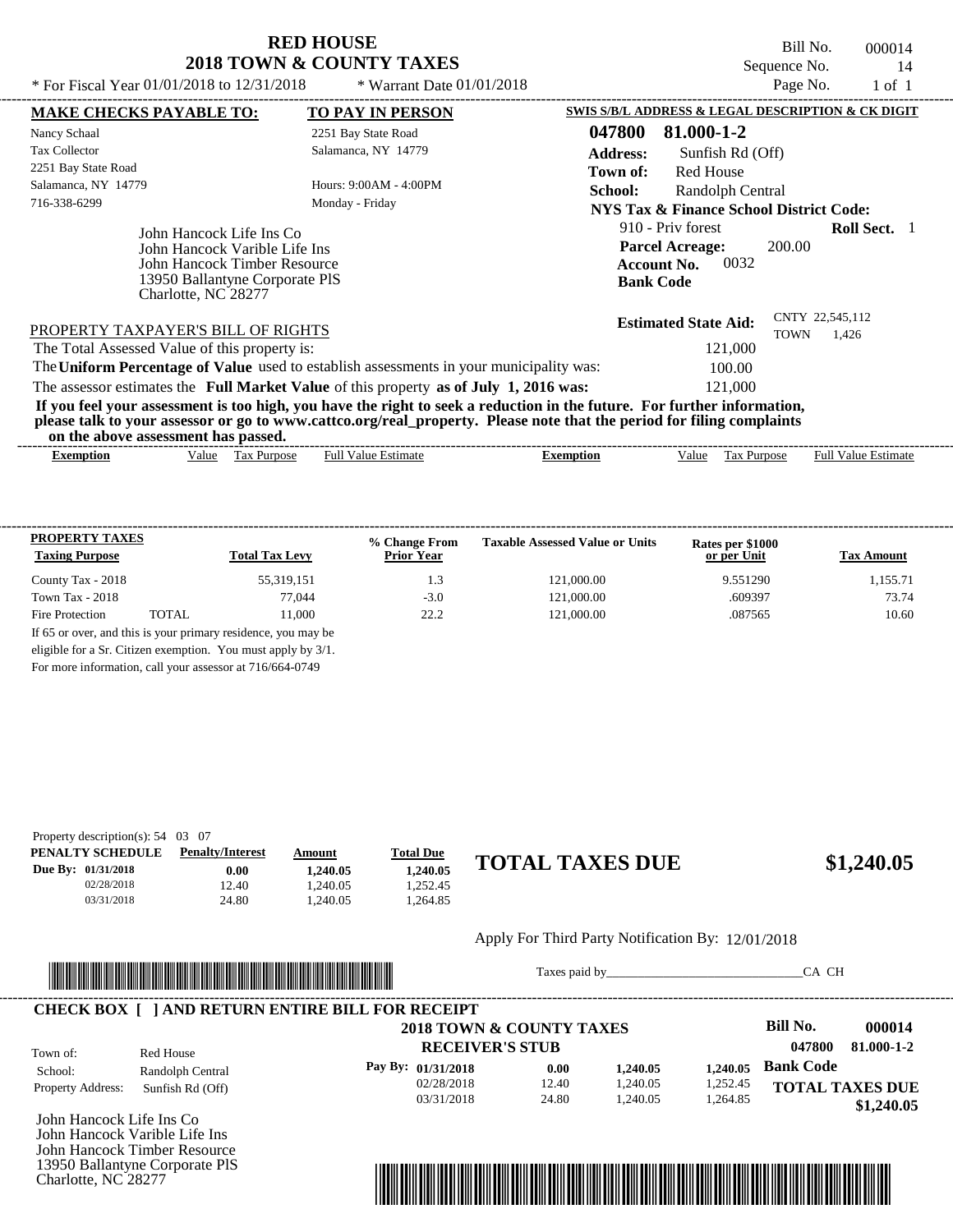# RED HOUSE
## 2018 TOWN & COUNTY TAXES

\* For Fiscal Year 01/01/2018 to 12/31/2018 \* Warrant Date 01/01/2018

Bill No. 000014
Sequence No. 14
Page No. 1 of 1

| MAKE CHECKS PAYABLE TO: | TO PAY IN PERSON |
|---|---|
| Nancy Schaal | 2251 Bay State Road |
| Tax Collector | Salamanca, NY 14779 |
| 2251 Bay State Road | |
| Salamanca, NY 14779 | Hours: 9:00AM - 4:00PM |
| 716-338-6299 | Monday - Friday |

John Hancock Life Ins Co
John Hancock Varible Life Ins
John Hancock Timber Resource
13950 Ballantyne Corporate PlS
Charlotte, NC 28277

**SWIS S/B/L ADDRESS & LEGAL DESCRIPTION & CK DIGIT**

**047800 81.000-1-2**

**Address:** Sunfish Rd (Off)
**Town of:** Red House
**School:** Randolph Central
**NYS Tax & Finance School District Code:**
910 - Priv forest **Roll Sect.** 1
**Parcel Acreage:** 200.00
**Account No.** 0032
**Bank Code**

**Estimated State Aid:** CNTY 22,545,112 TOWN 1,426

PROPERTY TAXPAYER'S BILL OF RIGHTS

The Total Assessed Value of this property is: 121,000
The **Uniform Percentage of Value** used to establish assessments in your municipality was: 100.00
The assessor estimates the **Full Market Value** of this property **as of July 1, 2016 was:** 121,000

**If you feel your assessment is too high, you have the right to seek a reduction in the future. For further information, please talk to your assessor or go to www.cattco.org/real_property. Please note that the period for filing complaints on the above assessment has passed.**

| Exemption | Value | Tax Purpose | Full Value Estimate | Exemption | Value | Tax Purpose | Full Value Estimate |
|---|---|---|---|---|---|---|---|

| PROPERTY TAXES Taxing Purpose | | Total Tax Levy | % Change From Prior Year | Taxable Assessed Value or Units | Rates per $1000 or per Unit | Tax Amount |
|---|---|---|---|---|---|---|
| County Tax - 2018 | | 55,319,151 | 1.3 | 121,000.00 | 9.551290 | 1,155.71 |
| Town Tax - 2018 | | 77,044 | -3.0 | 121,000.00 | .609397 | 73.74 |
| Fire Protection | TOTAL | 11,000 | 22.2 | 121,000.00 | .087565 | 10.60 |

If 65 or over, and this is your primary residence, you may be eligible for a Sr. Citizen exemption. You must apply by 3/1. For more information, call your assessor at 716/664-0749

Property description(s): 54 03 07

| PENALTY SCHEDULE | Penalty/Interest | Amount | Total Due |
|---|---|---|---|
| Due By: 01/31/2018 | 0.00 | 1,240.05 | 1,240.05 |
| 02/28/2018 | 12.40 | 1,240.05 | 1,252.45 |
| 03/31/2018 | 24.80 | 1,240.05 | 1,264.85 |

**TOTAL TAXES DUE $1,240.05**

Apply For Third Party Notification By: 12/01/2018

Taxes paid by_______________________________CA CH

**CHECK BOX [ ] AND RETURN ENTIRE BILL FOR RECEIPT**

**2018 TOWN & COUNTY TAXES**
**RECEIVER'S STUB**

**Bill No. 000014**
**047800 81.000-1-2**

| | |
|---|---|
| Town of: | Red House |
| School: | Randolph Central |
| Property Address: | Sunfish Rd (Off) |

| Pay By: | | | |
|---|---|---|---|
| 01/31/2018 | 0.00 | 1,240.05 | 1,240.05 |
| 02/28/2018 | 12.40 | 1,240.05 | 1,252.45 |
| 03/31/2018 | 24.80 | 1,240.05 | 1,264.85 |

**Bank Code**

**TOTAL TAXES DUE $1,240.05**

John Hancock Life Ins Co
John Hancock Varible Life Ins
John Hancock Timber Resource
13950 Ballantyne Corporate PlS
Charlotte, NC 28277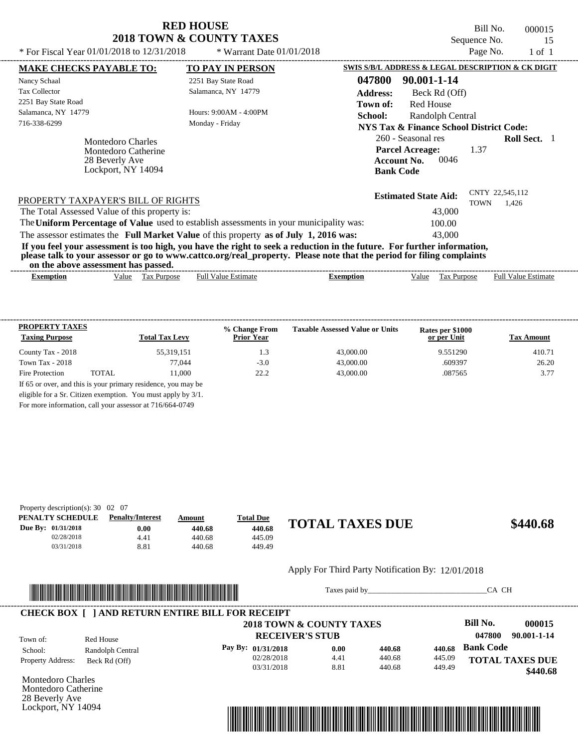# RED HOUSE
## 2018 TOWN & COUNTY TAXES

\* For Fiscal Year 01/01/2018 to 12/31/2018 \* Warrant Date 01/01/2018

Bill No. 000015
Sequence No. 15
Page No. 1 of 1

**MAKE CHECKS PAYABLE TO:**
Nancy Schaal
Tax Collector
2251 Bay State Road
Salamanca, NY 14779
716-338-6299

**TO PAY IN PERSON**
2251 Bay State Road
Salamanca, NY 14779

Hours: 9:00AM - 4:00PM
Monday - Friday

Montedoro Charles
Montedoro Catherine
28 Beverly Ave
Lockport, NY 14094

**SWIS S/B/L ADDRESS & LEGAL DESCRIPTION & CK DIGIT**

**047800 90.001-1-14**
**Address:** Beck Rd (Off)
**Town of:** Red House
**School:** Randolph Central
**NYS Tax & Finance School District Code:**
260 - Seasonal res **Roll Sect.** 1
**Parcel Acreage:** 1.37
**Account No.** 0046
**Bank Code**

**Estimated State Aid:** CNTY 22,545,112 TOWN 1,426

PROPERTY TAXPAYER'S BILL OF RIGHTS

The Total Assessed Value of this property is: 43,000
The **Uniform Percentage of Value** used to establish assessments in your municipality was: 100.00
The assessor estimates the **Full Market Value** of this property **as of July 1, 2016 was:** 43,000

**If you feel your assessment is too high, you have the right to seek a reduction in the future. For further information, please talk to your assessor or go to www.cattco.org/real_property. Please note that the period for filing complaints on the above assessment has passed.**

| Exemption | Value | Tax Purpose | Full Value Estimate | Exemption | Value | Tax Purpose | Full Value Estimate |
|---|---|---|---|---|---|---|---|

**PROPERTY TAXES**

| Taxing Purpose | | Total Tax Levy | % Change From Prior Year | Taxable Assessed Value or Units | Rates per $1000 or per Unit | Tax Amount |
|---|---|---|---|---|---|---|
| County Tax - 2018 | | 55,319,151 | 1.3 | 43,000.00 | 9.551290 | 410.71 |
| Town Tax - 2018 | | 77,044 | -3.0 | 43,000.00 | .609397 | 26.20 |
| Fire Protection | TOTAL | 11,000 | 22.2 | 43,000.00 | .087565 | 3.77 |

If 65 or over, and this is your primary residence, you may be eligible for a Sr. Citizen exemption. You must apply by 3/1.
For more information, call your assessor at 716/664-0749

Property description(s): 30 02 07

| PENALTY SCHEDULE | Penalty/Interest | Amount | Total Due |
|---|---|---|---|
| Due By: 01/31/2018 | 0.00 | 440.68 | 440.68 |
| 02/28/2018 | 4.41 | 440.68 | 445.09 |
| 03/31/2018 | 8.81 | 440.68 | 449.49 |

**TOTAL TAXES DUE $440.68**

Apply For Third Party Notification By: 12/01/2018

Taxes paid by_______________________________CA CH

**CHECK BOX [ ] AND RETURN ENTIRE BILL FOR RECEIPT**

**2018 TOWN & COUNTY TAXES**
**RECEIVER'S STUB**

**Bill No. 000015**
**047800 90.001-1-14**

Town of: Red House
School: Randolph Central
Property Address: Beck Rd (Off)

| Pay By: | | | |
|---|---|---|---|
| 01/31/2018 | 0.00 | 440.68 | 440.68 |
| 02/28/2018 | 4.41 | 440.68 | 445.09 |
| 03/31/2018 | 8.81 | 440.68 | 449.49 |

**Bank Code**

**TOTAL TAXES DUE**
**$440.68**

Montedoro Charles
Montedoro Catherine
28 Beverly Ave
Lockport, NY 14094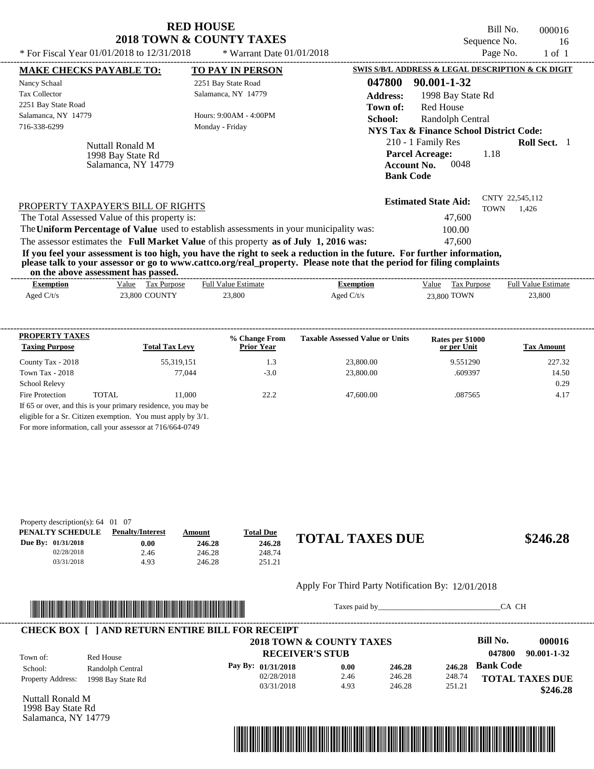# RED HOUSE
## 2018 TOWN & COUNTY TAXES

\* For Fiscal Year 01/01/2018 to 12/31/2018 \* Warrant Date 01/01/2018

Bill No. 000016
Sequence No. 16
Page No. 1 of 1

**MAKE CHECKS PAYABLE TO:**
Nancy Schaal
Tax Collector
2251 Bay State Road
Salamanca, NY 14779
716-338-6299

**TO PAY IN PERSON**
2251 Bay State Road
Salamanca, NY 14779

Hours: 9:00AM - 4:00PM
Monday - Friday

Nuttall Ronald M
1998 Bay State Rd
Salamanca, NY 14779

**SWIS S/B/L ADDRESS & LEGAL DESCRIPTION & CK DIGIT**

**047800 90.001-1-32**
**Address:** 1998 Bay State Rd
**Town of:** Red House
**School:** Randolph Central
**NYS Tax & Finance School District Code:**
210 - 1 Family Res **Roll Sect.** 1
**Parcel Acreage:** 1.18
**Account No.** 0048
**Bank Code**

**Estimated State Aid:** CNTY 22,545,112 TOWN 1,426

PROPERTY TAXPAYER'S BILL OF RIGHTS

The Total Assessed Value of this property is: 47,600
The **Uniform Percentage of Value** used to establish assessments in your municipality was: 100.00
The assessor estimates the **Full Market Value** of this property **as of July 1, 2016 was:** 47,600

**If you feel your assessment is too high, you have the right to seek a reduction in the future. For further information, please talk to your assessor or go to www.cattco.org/real_property. Please note that the period for filing complaints on the above assessment has passed.**

| Exemption | Value | Tax Purpose | Full Value Estimate | Exemption | Value | Tax Purpose | Full Value Estimate |
|---|---|---|---|---|---|---|---|
| Aged C/t/s | 23,800 | COUNTY | 23,800 | Aged C/t/s | 23,800 | TOWN | 23,800 |

| PROPERTY TAXES Taxing Purpose | | Total Tax Levy | % Change From Prior Year | Taxable Assessed Value or Units | Rates per $1000 or per Unit | Tax Amount |
|---|---|---|---|---|---|---|
| County Tax - 2018 | | 55,319,151 | 1.3 | 23,800.00 | 9.551290 | 227.32 |
| Town Tax - 2018 | | 77,044 | -3.0 | 23,800.00 | .609397 | 14.50 |
| School Relevy | | | | | | 0.29 |
| Fire Protection | TOTAL | 11,000 | 22.2 | 47,600.00 | .087565 | 4.17 |

If 65 or over, and this is your primary residence, you may be eligible for a Sr. Citizen exemption. You must apply by 3/1.
For more information, call your assessor at 716/664-0749

Property description(s): 64 01 07

| PENALTY SCHEDULE | Penalty/Interest | Amount | Total Due |
|---|---|---|---|
| Due By: 01/31/2018 | 0.00 | 246.28 | 246.28 |
| 02/28/2018 | 2.46 | 246.28 | 248.74 |
| 03/31/2018 | 4.93 | 246.28 | 251.21 |

**TOTAL TAXES DUE $246.28**

Apply For Third Party Notification By: 12/01/2018

Taxes paid by_______________________________CA CH

**CHECK BOX [ ] AND RETURN ENTIRE BILL FOR RECEIPT**

**2018 TOWN & COUNTY TAXES**
**RECEIVER'S STUB**

**Bill No. 000016**
**047800 90.001-1-32**

Town of: Red House
School: Randolph Central
Property Address: 1998 Bay State Rd

| Pay By: | | | |
|---|---|---|---|
| 01/31/2018 | 0.00 | 246.28 | 246.28 |
| 02/28/2018 | 2.46 | 246.28 | 248.74 |
| 03/31/2018 | 4.93 | 246.28 | 251.21 |

**Bank Code**

**TOTAL TAXES DUE $246.28**

Nuttall Ronald M
1998 Bay State Rd
Salamanca, NY 14779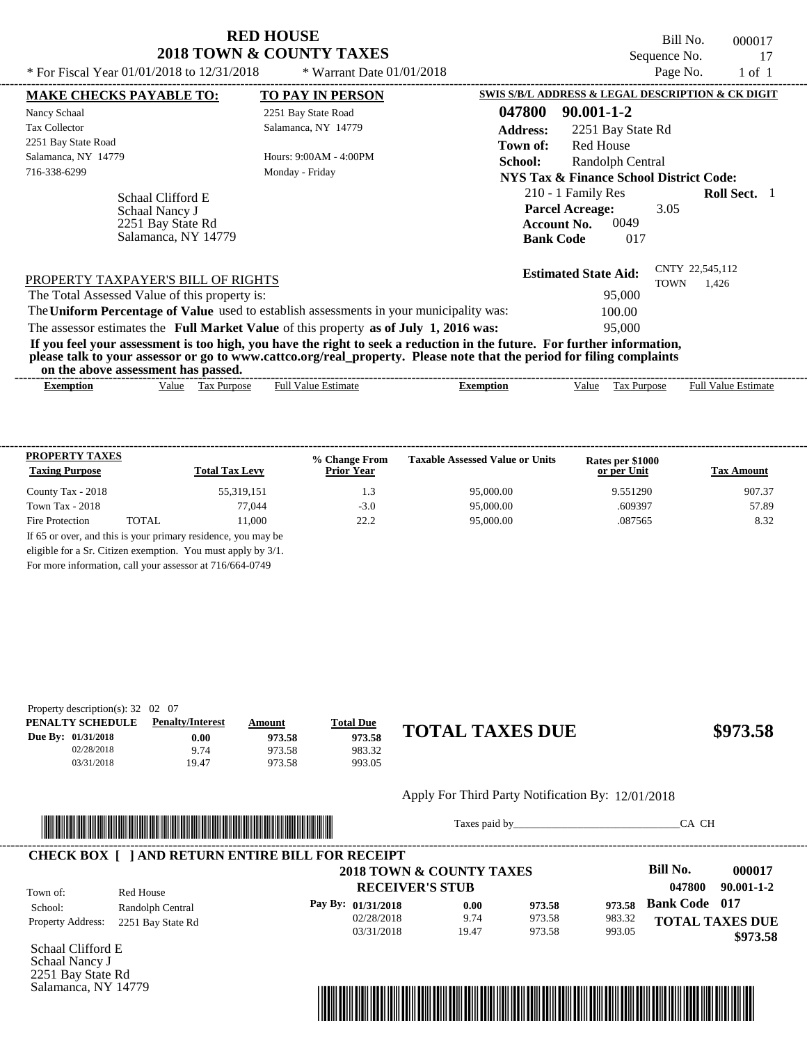# RED HOUSE
## 2018 TOWN & COUNTY TAXES

\* For Fiscal Year 01/01/2018 to 12/31/2018 \* Warrant Date 01/01/2018

Bill No. 000017
Sequence No. 17
Page No. 1 of 1

**MAKE CHECKS PAYABLE TO:**

Nancy Schaal
Tax Collector
2251 Bay State Road
Salamanca, NY 14779
716-338-6299

**TO PAY IN PERSON**

2251 Bay State Road
Salamanca, NY 14779

Hours: 9:00AM - 4:00PM
Monday - Friday

**SWIS S/B/L ADDRESS & LEGAL DESCRIPTION & CK DIGIT**

**047800 90.001-1-2**

**Address:** 2251 Bay State Rd
**Town of:** Red House
**School:** Randolph Central
**NYS Tax & Finance School District Code:**
210 - 1 Family Res **Roll Sect.** 1
**Parcel Acreage:** 3.05
**Account No.** 0049
**Bank Code** 017

Schaal Clifford E
Schaal Nancy J
2251 Bay State Rd
Salamanca, NY 14779

**Estimated State Aid:** CNTY 22,545,112 TOWN 1,426

PROPERTY TAXPAYER'S BILL OF RIGHTS

The Total Assessed Value of this property is: 95,000

The **Uniform Percentage of Value** used to establish assessments in your municipality was: 100.00

The assessor estimates the **Full Market Value** of this property **as of July 1, 2016 was:** 95,000

**If you feel your assessment is too high, you have the right to seek a reduction in the future. For further information, please talk to your assessor or go to www.cattco.org/real_property. Please note that the period for filing complaints on the above assessment has passed.**

| Exemption | Value | Tax Purpose | Full Value Estimate | Exemption | Value | Tax Purpose | Full Value Estimate |
|---|---|---|---|---|---|---|---|

| PROPERTY TAXES Taxing Purpose | | Total Tax Levy | % Change From Prior Year | Taxable Assessed Value or Units | Rates per $1000 or per Unit | Tax Amount |
|---|---|---|---|---|---|---|
| County Tax - 2018 | | 55,319,151 | 1.3 | 95,000.00 | 9.551290 | 907.37 |
| Town Tax - 2018 | | 77,044 | -3.0 | 95,000.00 | .609397 | 57.89 |
| Fire Protection | TOTAL | 11,000 | 22.2 | 95,000.00 | .087565 | 8.32 |

If 65 or over, and this is your primary residence, you may be eligible for a Sr. Citizen exemption. You must apply by 3/1. For more information, call your assessor at 716/664-0749

Property description(s): 32 02 07

| PENALTY SCHEDULE | Penalty/Interest | Amount | Total Due |
|---|---|---|---|
| Due By: 01/31/2018 | 0.00 | 973.58 | 973.58 |
| 02/28/2018 | 9.74 | 973.58 | 983.32 |
| 03/31/2018 | 19.47 | 973.58 | 993.05 |

**TOTAL TAXES DUE $973.58**

Apply For Third Party Notification By: 12/01/2018

Taxes paid by_______________________________CA CH

**CHECK BOX [ ] AND RETURN ENTIRE BILL FOR RECEIPT**

**2018 TOWN & COUNTY TAXES**
**RECEIVER'S STUB**

**Bill No. 000017**
**047800 90.001-1-2**

Town of: Red House
School: Randolph Central
Property Address: 2251 Bay State Rd

| Pay By: | | | |
|---|---|---|---|
| 01/31/2018 | 0.00 | 973.58 | 973.58 |
| 02/28/2018 | 9.74 | 973.58 | 983.32 |
| 03/31/2018 | 19.47 | 973.58 | 993.05 |

**Bank Code 017**

**TOTAL TAXES DUE $973.58**

Schaal Clifford E
Schaal Nancy J
2251 Bay State Rd
Salamanca, NY 14779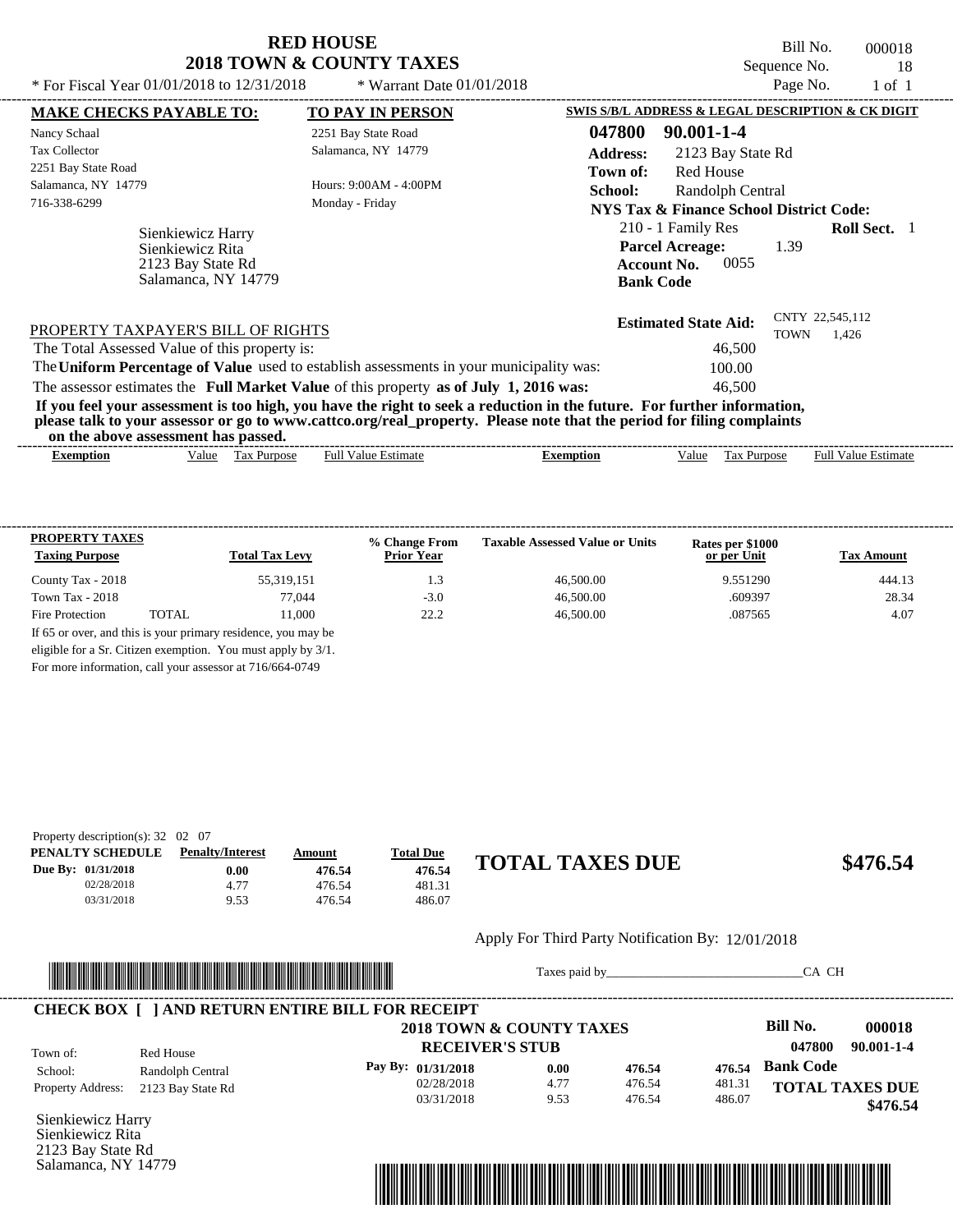# RED HOUSE
## 2018 TOWN & COUNTY TAXES

* For Fiscal Year 01/01/2018 to 12/31/2018 * Warrant Date 01/01/2018

Bill No. 000018
Sequence No. 18
Page No. 1 of 1

**MAKE CHECKS PAYABLE TO:**
Nancy Schaal
Tax Collector
2251 Bay State Road
Salamanca, NY 14779
716-338-6299

**TO PAY IN PERSON**
2251 Bay State Road
Salamanca, NY 14779
Hours: 9:00AM - 4:00PM
Monday - Friday

**SWIS S/B/L ADDRESS & LEGAL DESCRIPTION & CK DIGIT**
**047800 90.001-1-4**
**Address:** 2123 Bay State Rd
**Town of:** Red House
**School:** Randolph Central
**NYS Tax & Finance School District Code:**
210 - 1 Family Res **Roll Sect.** 1
**Parcel Acreage:** 1.39
**Account No.** 0055
**Bank Code**

Sienkiewicz Harry
Sienkiewicz Rita
2123 Bay State Rd
Salamanca, NY 14779

**Estimated State Aid:** CNTY 22,545,112 TOWN 1,426

PROPERTY TAXPAYER'S BILL OF RIGHTS

The Total Assessed Value of this property is: 46,500
The **Uniform Percentage of Value** used to establish assessments in your municipality was: 100.00
The assessor estimates the **Full Market Value** of this property **as of July 1, 2016 was:** 46,500

**If you feel your assessment is too high, you have the right to seek a reduction in the future. For further information, please talk to your assessor or go to www.cattco.org/real_property. Please note that the period for filing complaints on the above assessment has passed.**

| Exemption | Value | Tax Purpose | Full Value Estimate | Exemption | Value | Tax Purpose | Full Value Estimate |
|---|---|---|---|---|---|---|---|

| PROPERTY TAXES Taxing Purpose | | Total Tax Levy | % Change From Prior Year | Taxable Assessed Value or Units | Rates per $1000 or per Unit | Tax Amount |
|---|---|---|---|---|---|---|
| County Tax - 2018 | | 55,319,151 | 1.3 | 46,500.00 | 9.551290 | 444.13 |
| Town Tax - 2018 | | 77,044 | -3.0 | 46,500.00 | .609397 | 28.34 |
| Fire Protection | TOTAL | 11,000 | 22.2 | 46,500.00 | .087565 | 4.07 |

If 65 or over, and this is your primary residence, you may be eligible for a Sr. Citizen exemption. You must apply by 3/1. For more information, call your assessor at 716/664-0749

Property description(s): 32 02 07

| PENALTY SCHEDULE | Penalty/Interest | Amount | Total Due |
|---|---|---|---|
| Due By: 01/31/2018 | 0.00 | 476.54 | 476.54 |
| 02/28/2018 | 4.77 | 476.54 | 481.31 |
| 03/31/2018 | 9.53 | 476.54 | 486.07 |

**TOTAL TAXES DUE $476.54**

Apply For Third Party Notification By: 12/01/2018

Taxes paid by_______________________________CA CH

**CHECK BOX [ ] AND RETURN ENTIRE BILL FOR RECEIPT**

**2018 TOWN & COUNTY TAXES**
**RECEIVER'S STUB**

**Bill No. 000018**
**047800 90.001-1-4**

Town of: Red House
School: Randolph Central
Property Address: 2123 Bay State Rd

| Pay By: | | | |
|---|---|---|---|
| 01/31/2018 | 0.00 | 476.54 | 476.54 |
| 02/28/2018 | 4.77 | 476.54 | 481.31 |
| 03/31/2018 | 9.53 | 476.54 | 486.07 |

**Bank Code**
**TOTAL TAXES DUE $476.54**

Sienkiewicz Harry
Sienkiewicz Rita
2123 Bay State Rd
Salamanca, NY 14779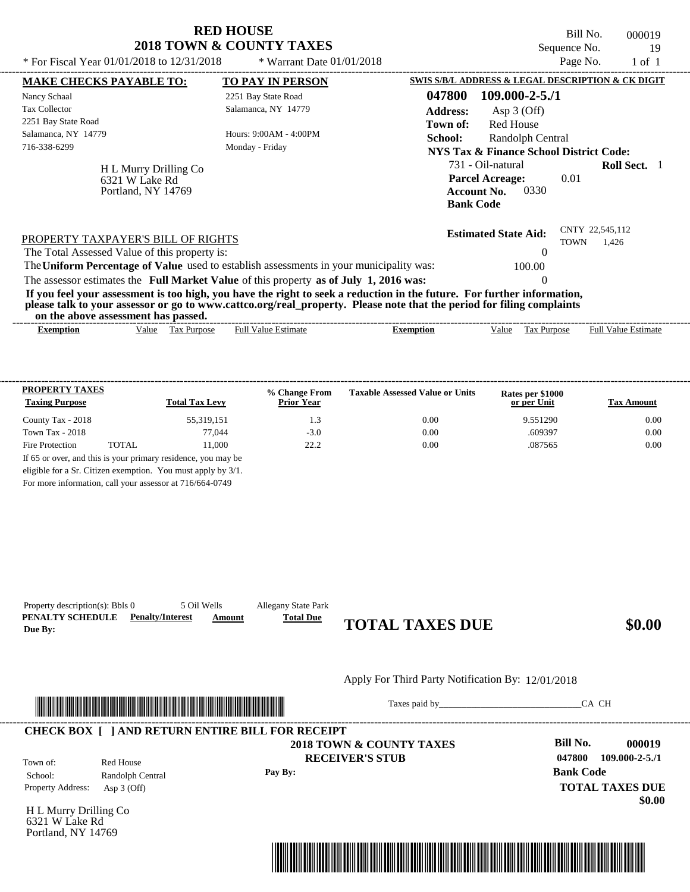# RED HOUSE
## 2018 TOWN & COUNTY TAXES

\* For Fiscal Year 01/01/2018 to 12/31/2018 \* Warrant Date 01/01/2018

Bill No. 000019
Sequence No. 19
Page No. 1 of 1

**MAKE CHECKS PAYABLE TO:**
Nancy Schaal
Tax Collector
2251 Bay State Road
Salamanca, NY 14779
716-338-6299

**TO PAY IN PERSON**
2251 Bay State Road
Salamanca, NY 14779

Hours: 9:00AM - 4:00PM
Monday - Friday

H L Murry Drilling Co
6321 W Lake Rd
Portland, NY 14769

**SWIS S/B/L ADDRESS & LEGAL DESCRIPTION & CK DIGIT**

**047800 109.000-2-5./1**
**Address:** Asp 3 (Off)
**Town of:** Red House
**School:** Randolph Central
**NYS Tax & Finance School District Code:**
731 - Oil-natural **Roll Sect.** 1
**Parcel Acreage:** 0.01
**Account No.** 0330
**Bank Code**

**Estimated State Aid:** CNTY 22,545,112 TOWN 1,426

PROPERTY TAXPAYER'S BILL OF RIGHTS

The Total Assessed Value of this property is: 0

The **Uniform Percentage of Value** used to establish assessments in your municipality was: 100.00

The assessor estimates the **Full Market Value** of this property **as of July 1, 2016 was:** 0

**If you feel your assessment is too high, you have the right to seek a reduction in the future. For further information, please talk to your assessor or go to www.cattco.org/real_property. Please note that the period for filing complaints on the above assessment has passed.**

| Exemption | Value | Tax Purpose | Full Value Estimate | Exemption | Value | Tax Purpose | Full Value Estimate |
|---|---|---|---|---|---|---|---|

| PROPERTY TAXES Taxing Purpose | | Total Tax Levy | % Change From Prior Year | Taxable Assessed Value or Units | Rates per $1000 or per Unit | Tax Amount |
|---|---|---|---|---|---|---|
| County Tax - 2018 | | 55,319,151 | 1.3 | 0.00 | 9.551290 | 0.00 |
| Town Tax - 2018 | | 77,044 | -3.0 | 0.00 | .609397 | 0.00 |
| Fire Protection | TOTAL | 11,000 | 22.2 | 0.00 | .087565 | 0.00 |

If 65 or over, and this is your primary residence, you may be eligible for a Sr. Citizen exemption. You must apply by 3/1. For more information, call your assessor at 716/664-0749

Property description(s): Bbls 0 5 Oil Wells Allegany State Park

| PENALTY SCHEDULE Due By: | Penalty/Interest | Amount | Total Due |
|---|---|---|---|

**TOTAL TAXES DUE** **$0.00**

Apply For Third Party Notification By: 12/01/2018

Taxes paid by_______________________________CA CH

---

**CHECK BOX [ ] AND RETURN ENTIRE BILL FOR RECEIPT**

**2018 TOWN & COUNTY TAXES**
**RECEIVER'S STUB**

Town of: Red House
School: Randolph Central
Property Address: Asp 3 (Off)

**Pay By:**

**Bill No. 000019**
**047800 109.000-2-5./1**
**Bank Code**
**TOTAL TAXES DUE**
**$0.00**

H L Murry Drilling Co
6321 W Lake Rd
Portland, NY 14769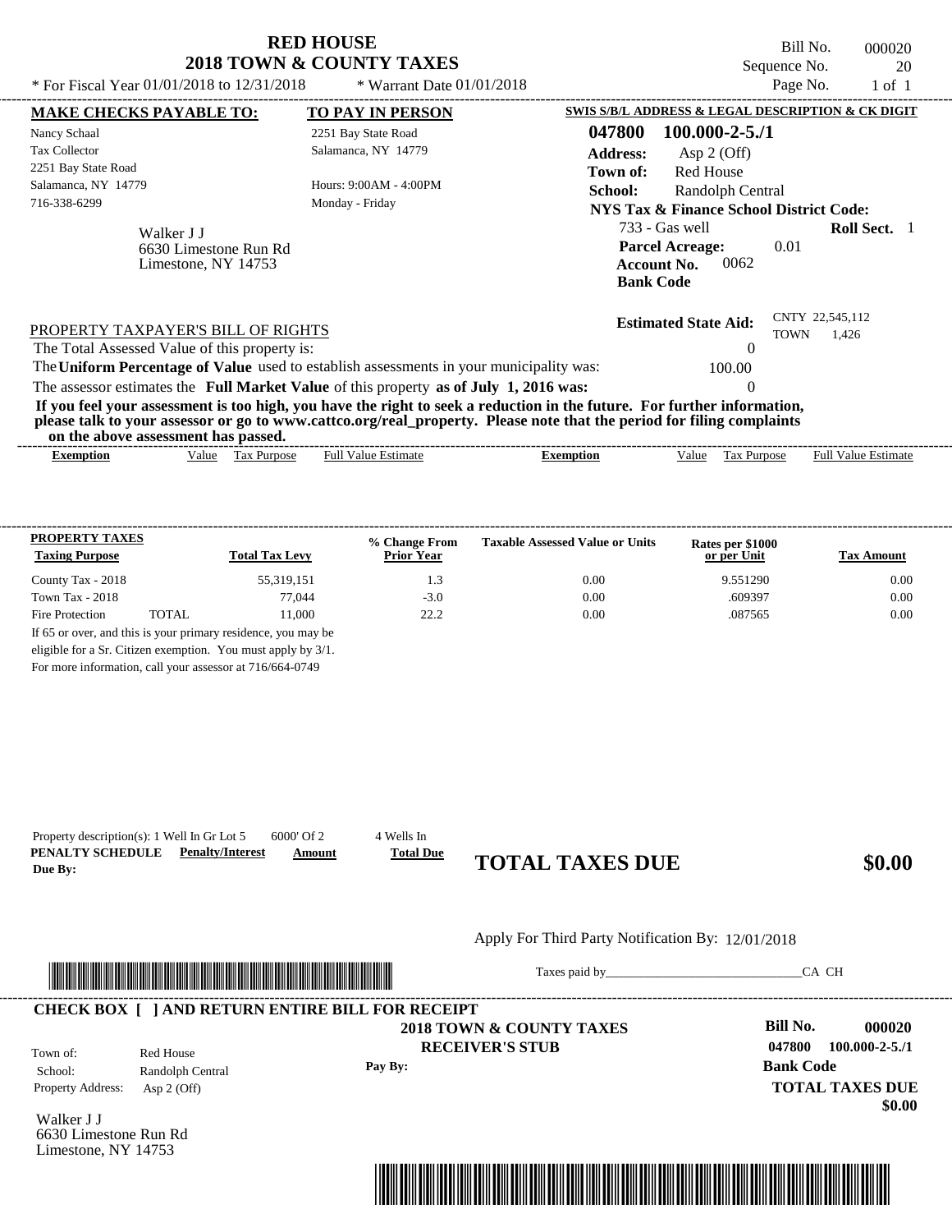# RED HOUSE
## 2018 TOWN & COUNTY TAXES

Bill No. 000020
Sequence No. 20
Page No. 1 of 1

\* For Fiscal Year 01/01/2018 to 12/31/2018 \* Warrant Date 01/01/2018

**MAKE CHECKS PAYABLE TO:**
Nancy Schaal
Tax Collector
2251 Bay State Road
Salamanca, NY 14779
716-338-6299

**TO PAY IN PERSON**
2251 Bay State Road
Salamanca, NY 14779
Hours: 9:00AM - 4:00PM
Monday - Friday

Walker J J
6630 Limestone Run Rd
Limestone, NY 14753

**SWIS S/B/L ADDRESS & LEGAL DESCRIPTION & CK DIGIT**
**047800 100.000-2-5./1**
**Address:** Asp 2 (Off)
**Town of:** Red House
**School:** Randolph Central
**NYS Tax & Finance School District Code:**
733 - Gas well **Roll Sect.** 1
**Parcel Acreage:** 0.01
**Account No.** 0062
**Bank Code**

**Estimated State Aid:** CNTY 22,545,112 TOWN 1,426

PROPERTY TAXPAYER'S BILL OF RIGHTS
The Total Assessed Value of this property is: 0
The **Uniform Percentage of Value** used to establish assessments in your municipality was: 100.00
The assessor estimates the **Full Market Value** of this property **as of July 1, 2016 was:** 0

**If you feel your assessment is too high, you have the right to seek a reduction in the future. For further information, please talk to your assessor or go to www.cattco.org/real_property. Please note that the period for filing complaints on the above assessment has passed.**

| Exemption | Value | Tax Purpose | Full Value Estimate | Exemption | Value | Tax Purpose | Full Value Estimate |
|---|---|---|---|---|---|---|---|

| PROPERTY TAXES Taxing Purpose | | Total Tax Levy | % Change From Prior Year | Taxable Assessed Value or Units | Rates per $1000 or per Unit | Tax Amount |
|---|---|---|---|---|---|---|
| County Tax - 2018 | | 55,319,151 | 1.3 | 0.00 | 9.551290 | 0.00 |
| Town Tax - 2018 | | 77,044 | -3.0 | 0.00 | .609397 | 0.00 |
| Fire Protection | TOTAL | 11,000 | 22.2 | 0.00 | .087565 | 0.00 |

If 65 or over, and this is your primary residence, you may be eligible for a Sr. Citizen exemption. You must apply by 3/1. For more information, call your assessor at 716/664-0749

Property description(s): 1 Well In Gr Lot 5 6000' Of 2 4 Wells In

| PENALTY SCHEDULE | Penalty/Interest | Amount | Total Due |
|---|---|---|---|
| Due By: | | | |

**TOTAL TAXES DUE $0.00**

Apply For Third Party Notification By: 12/01/2018

Taxes paid by_______________________________CA CH

**CHECK BOX [ ] AND RETURN ENTIRE BILL FOR RECEIPT**

**2018 TOWN & COUNTY TAXES**
**RECEIVER'S STUB**

Town of: Red House
School: Randolph Central
Property Address: Asp 2 (Off)

Pay By:

**Bill No. 000020**
**047800 100.000-2-5./1**
**Bank Code**
**TOTAL TAXES DUE**
**$0.00**

Walker J J
6630 Limestone Run Rd
Limestone, NY 14753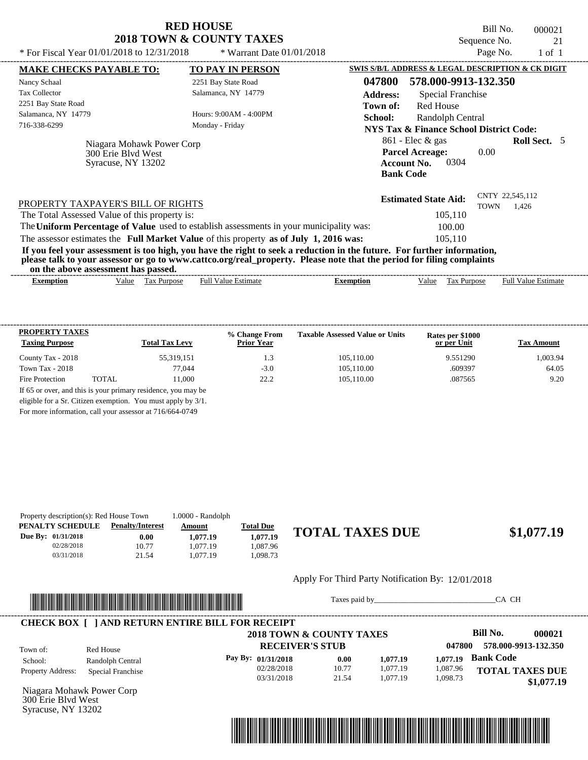# RED HOUSE
## 2018 TOWN & COUNTY TAXES

\* For Fiscal Year 01/01/2018 to 12/31/2018 &nbsp;&nbsp;&nbsp; \* Warrant Date 01/01/2018

Bill No. 000021
Sequence No. 21
Page No. 1 of 1

**MAKE CHECKS PAYABLE TO:**
Nancy Schaal
Tax Collector
2251 Bay State Road
Salamanca, NY 14779
716-338-6299

**TO PAY IN PERSON**
2251 Bay State Road
Salamanca, NY 14779
Hours: 9:00AM - 4:00PM
Monday - Friday

**SWIS S/B/L ADDRESS & LEGAL DESCRIPTION & CK DIGIT**
**047800 578.000-9913-132.350**
**Address:** Special Franchise
**Town of:** Red House
**School:** Randolph Central
**NYS Tax & Finance School District Code:**
861 - Elec & gas &nbsp;&nbsp; **Roll Sect.** 5
**Parcel Acreage:** 0.00
**Account No.** 0304
**Bank Code**

Niagara Mohawk Power Corp
300 Erie Blvd West
Syracuse, NY 13202

**Estimated State Aid:** CNTY 22,545,112 TOWN 1,426

PROPERTY TAXPAYER'S BILL OF RIGHTS

The Total Assessed Value of this property is: 105,110
The **Uniform Percentage of Value** used to establish assessments in your municipality was: 100.00
The assessor estimates the **Full Market Value** of this property **as of July 1, 2016 was:** 105,110

**If you feel your assessment is too high, you have the right to seek a reduction in the future. For further information, please talk to your assessor or go to www.cattco.org/real_property. Please note that the period for filing complaints on the above assessment has passed.**

| Exemption | Value | Tax Purpose | Full Value Estimate | Exemption | Value | Tax Purpose | Full Value Estimate |
|---|---|---|---|---|---|---|---|

**PROPERTY TAXES**

| Taxing Purpose | Total Tax Levy | % Change From Prior Year | Taxable Assessed Value or Units | Rates per $1000 or per Unit | Tax Amount |
|---|---|---|---|---|---|
| County Tax - 2018 | 55,319,151 | 1.3 | 105,110.00 | 9.551290 | 1,003.94 |
| Town Tax - 2018 | 77,044 | -3.0 | 105,110.00 | .609397 | 64.05 |
| Fire Protection TOTAL | 11,000 | 22.2 | 105,110.00 | .087565 | 9.20 |

If 65 or over, and this is your primary residence, you may be eligible for a Sr. Citizen exemption. You must apply by 3/1. For more information, call your assessor at 716/664-0749

Property description(s): Red House Town 1.0000 - Randolph

| PENALTY SCHEDULE | Penalty/Interest | Amount | Total Due |
|---|---|---|---|
| Due By: 01/31/2018 | 0.00 | 1,077.19 | 1,077.19 |
| 02/28/2018 | 10.77 | 1,077.19 | 1,087.96 |
| 03/31/2018 | 21.54 | 1,077.19 | 1,098.73 |

**TOTAL TAXES DUE $1,077.19**

Apply For Third Party Notification By: 12/01/2018

Taxes paid by\_\_\_\_\_\_\_\_\_\_\_\_\_\_\_\_\_\_\_\_\_\_\_\_\_\_\_\_\_\_CA CH

**CHECK BOX [ ] AND RETURN ENTIRE BILL FOR RECEIPT**

**2018 TOWN & COUNTY TAXES**
**RECEIVER'S STUB**

**Bill No. 000021**
047800 578.000-9913-132.350

Town of: Red House
School: Randolph Central
Property Address: Special Franchise

| Pay By: | | | |
|---|---|---|---|
| 01/31/2018 | 0.00 | 1,077.19 | 1,077.19 |
| 02/28/2018 | 10.77 | 1,077.19 | 1,087.96 |
| 03/31/2018 | 21.54 | 1,077.19 | 1,098.73 |

**Bank Code**
**TOTAL TAXES DUE $1,077.19**

Niagara Mohawk Power Corp
300 Erie Blvd West
Syracuse, NY 13202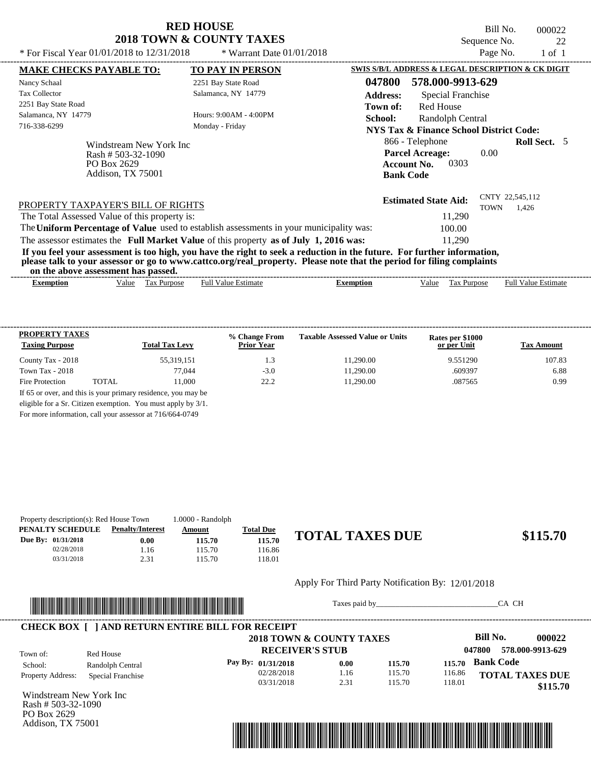# RED HOUSE
## 2018 TOWN & COUNTY TAXES

\* For Fiscal Year 01/01/2018 to 12/31/2018 \* Warrant Date 01/01/2018

Bill No. 000022
Sequence No. 22
Page No. 1 of 1

**MAKE CHECKS PAYABLE TO:**
Nancy Schaal
Tax Collector
2251 Bay State Road
Salamanca, NY 14779
716-338-6299

**TO PAY IN PERSON**
2251 Bay State Road
Salamanca, NY 14779

Hours: 9:00AM - 4:00PM
Monday - Friday

**SWIS S/B/L ADDRESS & LEGAL DESCRIPTION & CK DIGIT**
**047800 578.000-9913-629**
**Address:** Special Franchise
**Town of:** Red House
**School:** Randolph Central
**NYS Tax & Finance School District Code:**
866 - Telephone **Roll Sect.** 5
**Parcel Acreage:** 0.00
**Account No.** 0303
**Bank Code**

Windstream New York Inc
Rash # 503-32-1090
PO Box 2629
Addison, TX 75001

**Estimated State Aid:** CNTY 22,545,112 TOWN 1,426

PROPERTY TAXPAYER'S BILL OF RIGHTS

The Total Assessed Value of this property is: 11,290

The **Uniform Percentage of Value** used to establish assessments in your municipality was: 100.00

The assessor estimates the **Full Market Value** of this property **as of July 1, 2016 was:** 11,290

**If you feel your assessment is too high, you have the right to seek a reduction in the future. For further information, please talk to your assessor or go to www.cattco.org/real_property. Please note that the period for filing complaints on the above assessment has passed.**

| Exemption | Value | Tax Purpose | Full Value Estimate | Exemption | Value | Tax Purpose | Full Value Estimate |
|---|---|---|---|---|---|---|---|

**PROPERTY TAXES**

| Taxing Purpose | | Total Tax Levy | % Change From Prior Year | Taxable Assessed Value or Units | Rates per $1000 or per Unit | Tax Amount |
|---|---|---|---|---|---|---|
| County Tax - 2018 | | 55,319,151 | 1.3 | 11,290.00 | 9.551290 | 107.83 |
| Town Tax - 2018 | | 77,044 | -3.0 | 11,290.00 | .609397 | 6.88 |
| Fire Protection | TOTAL | 11,000 | 22.2 | 11,290.00 | .087565 | 0.99 |

If 65 or over, and this is your primary residence, you may be eligible for a Sr. Citizen exemption. You must apply by 3/1. For more information, call your assessor at 716/664-0749

Property description(s): Red House Town 1.0000 - Randolph

| PENALTY SCHEDULE | Penalty/Interest | Amount | Total Due |
|---|---|---|---|
| Due By: 01/31/2018 | 0.00 | 115.70 | 115.70 |
| 02/28/2018 | 1.16 | 115.70 | 116.86 |
| 03/31/2018 | 2.31 | 115.70 | 118.01 |

**TOTAL TAXES DUE $115.70**

Apply For Third Party Notification By: 12/01/2018

Taxes paid by_______________________________CA CH

**CHECK BOX [ ] AND RETURN ENTIRE BILL FOR RECEIPT**

**2018 TOWN & COUNTY TAXES**
**RECEIVER'S STUB**

Bill No. 000022
047800 578.000-9913-629

Town of: Red House
School: Randolph Central
Property Address: Special Franchise

| Pay By: | | | | |
|---|---|---|---|---|
| 01/31/2018 | 0.00 | 115.70 | 115.70 | Bank Code |
| 02/28/2018 | 1.16 | 115.70 | 116.86 | |
| 03/31/2018 | 2.31 | 115.70 | 118.01 | |

**TOTAL TAXES DUE $115.70**

Windstream New York Inc
Rash # 503-32-1090
PO Box 2629
Addison, TX 75001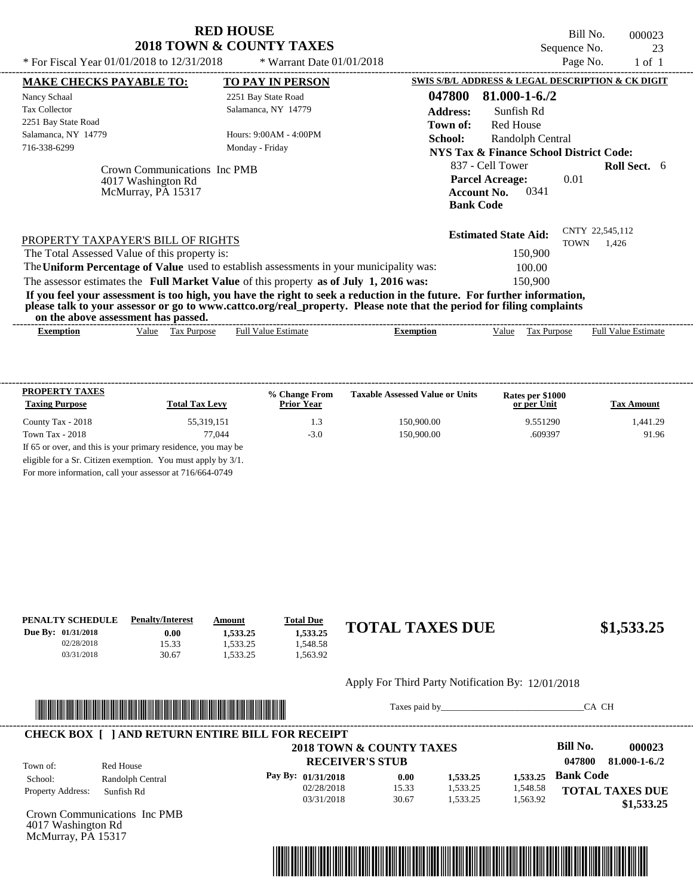# RED HOUSE
## 2018 TOWN & COUNTY TAXES

Bill No. 000023
Sequence No. 23
Page No. 1 of 1

* For Fiscal Year 01/01/2018 to 12/31/2018 * Warrant Date 01/01/2018

**MAKE CHECKS PAYABLE TO:**

Nancy Schaal
Tax Collector
2251 Bay State Road
Salamanca, NY 14779
716-338-6299

**TO PAY IN PERSON**

2251 Bay State Road
Salamanca, NY 14779

Hours: 9:00AM - 4:00PM
Monday - Friday

**SWIS S/B/L ADDRESS & LEGAL DESCRIPTION & CK DIGIT**

**047800 81.000-1-6./2**
**Address:** Sunfish Rd
**Town of:** Red House
**School:** Randolph Central
**NYS Tax & Finance School District Code:**
837 - Cell Tower **Roll Sect.** 6
**Parcel Acreage:** 0.01
**Account No.** 0341
**Bank Code**

Crown Communications Inc PMB
4017 Washington Rd
McMurray, PA 15317

**Estimated State Aid:** CNTY 22,545,112 TOWN 1,426

PROPERTY TAXPAYER'S BILL OF RIGHTS

The Total Assessed Value of this property is: 150,900
The **Uniform Percentage of Value** used to establish assessments in your municipality was: 100.00
The assessor estimates the **Full Market Value** of this property **as of July 1, 2016 was:** 150,900

**If you feel your assessment is too high, you have the right to seek a reduction in the future. For further information, please talk to your assessor or go to www.cattco.org/real_property. Please note that the period for filing complaints on the above assessment has passed.**

| Exemption | Value | Tax Purpose | Full Value Estimate | Exemption | Value | Tax Purpose | Full Value Estimate |
|---|---|---|---|---|---|---|---|

| PROPERTY TAXES Taxing Purpose | Total Tax Levy | % Change From Prior Year | Taxable Assessed Value or Units | Rates per $1000 or per Unit | Tax Amount |
|---|---|---|---|---|---|
| County Tax - 2018 | 55,319,151 | 1.3 | 150,900.00 | 9.551290 | 1,441.29 |
| Town Tax - 2018 | 77,044 | -3.0 | 150,900.00 | .609397 | 91.96 |

If 65 or over, and this is your primary residence, you may be eligible for a Sr. Citizen exemption. You must apply by 3/1.
For more information, call your assessor at 716/664-0749

| PENALTY SCHEDULE | Penalty/Interest | Amount | Total Due |
|---|---|---|---|
| Due By: 01/31/2018 | 0.00 | 1,533.25 | 1,533.25 |
| 02/28/2018 | 15.33 | 1,533.25 | 1,548.58 |
| 03/31/2018 | 30.67 | 1,533.25 | 1,563.92 |

**TOTAL TAXES DUE $1,533.25**

Apply For Third Party Notification By: 12/01/2018

Taxes paid by_______________________________CA CH

**CHECK BOX [ ] AND RETURN ENTIRE BILL FOR RECEIPT**

**2018 TOWN & COUNTY TAXES**
**RECEIVER'S STUB**

**Bill No. 000023**
**047800 81.000-1-6./2**

Town of: Red House
School: Randolph Central
Property Address: Sunfish Rd

| Pay By: | | | | |
|---|---|---|---|---|
| 01/31/2018 | 0.00 | 1,533.25 | 1,533.25 | **Bank Code** |
| 02/28/2018 | 15.33 | 1,533.25 | 1,548.58 | **TOTAL TAXES DUE** |
| 03/31/2018 | 30.67 | 1,533.25 | 1,563.92 | **$1,533.25** |

Crown Communications Inc PMB
4017 Washington Rd
McMurray, PA 15317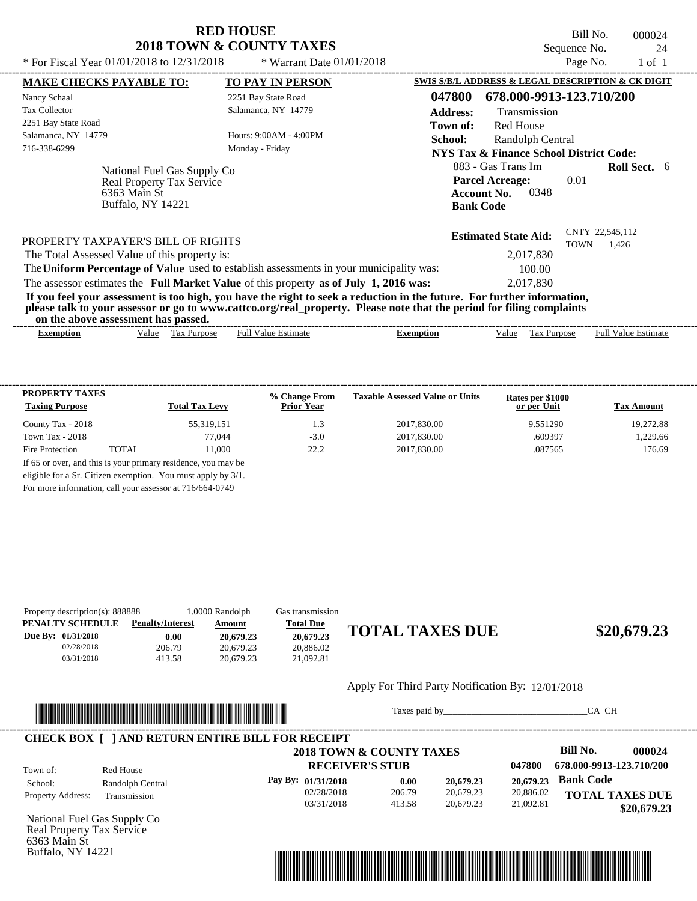# RED HOUSE
## 2018 TOWN & COUNTY TAXES

* For Fiscal Year 01/01/2018 to 12/31/2018 * Warrant Date 01/01/2018

Bill No. 000024
Sequence No. 24
Page No. 1 of 1

**MAKE CHECKS PAYABLE TO:**

Nancy Schaal
Tax Collector
2251 Bay State Road
Salamanca, NY 14779
716-338-6299

**TO PAY IN PERSON**

2251 Bay State Road
Salamanca, NY 14779

Hours: 9:00AM - 4:00PM
Monday - Friday

National Fuel Gas Supply Co
Real Property Tax Service
6363 Main St
Buffalo, NY 14221

**SWIS S/B/L ADDRESS & LEGAL DESCRIPTION & CK DIGIT**

**047800 678.000-9913-123.710/200**

**Address:** Transmission
**Town of:** Red House
**School:** Randolph Central
**NYS Tax & Finance School District Code:**
883 - Gas Trans Im **Roll Sect.** 6
**Parcel Acreage:** 0.01
**Account No.** 0348
**Bank Code**

**Estimated State Aid:** CNTY 22,545,112 TOWN 1,426

PROPERTY TAXPAYER'S BILL OF RIGHTS

The Total Assessed Value of this property is: 2,017,830

The **Uniform Percentage of Value** used to establish assessments in your municipality was: 100.00

The assessor estimates the **Full Market Value** of this property **as of July 1, 2016 was:** 2,017,830

**If you feel your assessment is too high, you have the right to seek a reduction in the future. For further information, please talk to your assessor or go to www.cattco.org/real_property. Please note that the period for filing complaints on the above assessment has passed.**

| Exemption | Value | Tax Purpose | Full Value Estimate | Exemption | Value | Tax Purpose | Full Value Estimate |
|---|---|---|---|---|---|---|---|

| PROPERTY TAXES Taxing Purpose | | Total Tax Levy | % Change From Prior Year | Taxable Assessed Value or Units | Rates per $1000 or per Unit | Tax Amount |
|---|---|---|---|---|---|---|
| County Tax - 2018 | | 55,319,151 | 1.3 | 2017,830.00 | 9.551290 | 19,272.88 |
| Town Tax - 2018 | | 77,044 | -3.0 | 2017,830.00 | .609397 | 1,229.66 |
| Fire Protection | TOTAL | 11,000 | 22.2 | 2017,830.00 | .087565 | 176.69 |

If 65 or over, and this is your primary residence, you may be eligible for a Sr. Citizen exemption. You must apply by 3/1. For more information, call your assessor at 716/664-0749

Property description(s): 888888 1.0000 Randolph Gas transmission

| PENALTY SCHEDULE | Penalty/Interest | Amount | Total Due |
|---|---|---|---|
| Due By: 01/31/2018 | 0.00 | 20,679.23 | 20,679.23 |
| 02/28/2018 | 206.79 | 20,679.23 | 20,886.02 |
| 03/31/2018 | 413.58 | 20,679.23 | 21,092.81 |

**TOTAL TAXES DUE $20,679.23**

Apply For Third Party Notification By: 12/01/2018

Taxes paid by_______________________________CA CH

**CHECK BOX [ ] AND RETURN ENTIRE BILL FOR RECEIPT**

**2018 TOWN & COUNTY TAXES**
**RECEIVER'S STUB**

**Bill No. 000024**
047800 678.000-9913-123.710/200

Town of: Red House
School: Randolph Central
Property Address: Transmission

| Pay By: | | | |
|---|---|---|---|
| 01/31/2018 | 0.00 | 20,679.23 | 20,679.23 |
| 02/28/2018 | 206.79 | 20,679.23 | 20,886.02 |
| 03/31/2018 | 413.58 | 20,679.23 | 21,092.81 |

**Bank Code**

**TOTAL TAXES DUE $20,679.23**

National Fuel Gas Supply Co
Real Property Tax Service
6363 Main St
Buffalo, NY 14221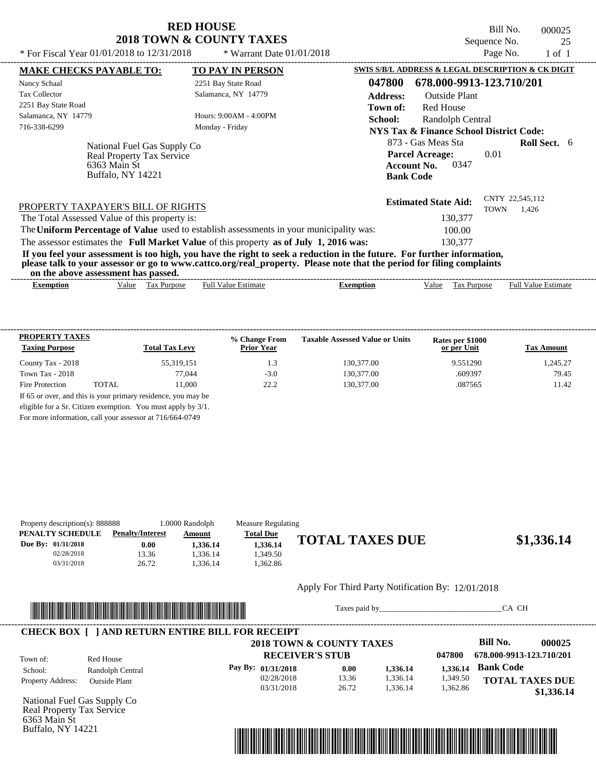# RED HOUSE
## 2018 TOWN & COUNTY TAXES

\* For Fiscal Year 01/01/2018 to 12/31/2018 \* Warrant Date 01/01/2018

Bill No. 000025
Sequence No. 25
Page No. 1 of 1

**MAKE CHECKS PAYABLE TO:**
Nancy Schaal
Tax Collector
2251 Bay State Road
Salamanca, NY 14779
716-338-6299

**TO PAY IN PERSON**
2251 Bay State Road
Salamanca, NY 14779

Hours: 9:00AM - 4:00PM
Monday - Friday

**SWIS S/B/L ADDRESS & LEGAL DESCRIPTION & CK DIGIT**
**047800 678.000-9913-123.710/201**
**Address:** Outside Plant
**Town of:** Red House
**School:** Randolph Central
**NYS Tax & Finance School District Code:**
873 - Gas Meas Sta **Roll Sect.** 6
**Parcel Acreage:** 0.01
**Account No.** 0347
**Bank Code**

National Fuel Gas Supply Co
Real Property Tax Service
6363 Main St
Buffalo, NY 14221

**Estimated State Aid:** CNTY 22,545,112 TOWN 1,426

PROPERTY TAXPAYER'S BILL OF RIGHTS

The Total Assessed Value of this property is: 130,377

The **Uniform Percentage of Value** used to establish assessments in your municipality was: 100.00

The assessor estimates the **Full Market Value** of this property **as of July 1, 2016 was:** 130,377

**If you feel your assessment is too high, you have the right to seek a reduction in the future. For further information, please talk to your assessor or go to www.cattco.org/real_property. Please note that the period for filing complaints on the above assessment has passed.**

| Exemption | Value | Tax Purpose | Full Value Estimate | Exemption | Value | Tax Purpose | Full Value Estimate |
|---|---|---|---|---|---|---|---|

**PROPERTY TAXES**

| Taxing Purpose | Total Tax Levy | % Change From Prior Year | Taxable Assessed Value or Units | Rates per $1000 or per Unit | Tax Amount |
|---|---|---|---|---|---|
| County Tax - 2018 | 55,319,151 | 1.3 | 130,377.00 | 9.551290 | 1,245.27 |
| Town Tax - 2018 | 77,044 | -3.0 | 130,377.00 | .609397 | 79.45 |
| Fire Protection TOTAL | 11,000 | 22.2 | 130,377.00 | .087565 | 11.42 |

If 65 or over, and this is your primary residence, you may be eligible for a Sr. Citizen exemption. You must apply by 3/1. For more information, call your assessor at 716/664-0749

Property description(s): 888888 1.0000 Randolph Measure Regulating

| PENALTY SCHEDULE | Penalty/Interest | Amount | Total Due |
|---|---|---|---|
| Due By: 01/31/2018 | 0.00 | 1,336.14 | 1,336.14 |
| 02/28/2018 | 13.36 | 1,336.14 | 1,349.50 |
| 03/31/2018 | 26.72 | 1,336.14 | 1,362.86 |

**TOTAL TAXES DUE $1,336.14**

Apply For Third Party Notification By: 12/01/2018

Taxes paid by_______________________________CA CH

**CHECK BOX [ ] AND RETURN ENTIRE BILL FOR RECEIPT**

**2018 TOWN & COUNTY TAXES**
**RECEIVER'S STUB**

**Bill No. 000025**
**047800 678.000-9913-123.710/201**

Town of: Red House
School: Randolph Central
Property Address: Outside Plant

| Pay By: | | | | |
|---|---|---|---|---|
| 01/31/2018 | 0.00 | 1,336.14 | 1,336.14 | **Bank Code** |
| 02/28/2018 | 13.36 | 1,336.14 | 1,349.50 | |
| 03/31/2018 | 26.72 | 1,336.14 | 1,362.86 | |

**TOTAL TAXES DUE $1,336.14**

National Fuel Gas Supply Co
Real Property Tax Service
6363 Main St
Buffalo, NY 14221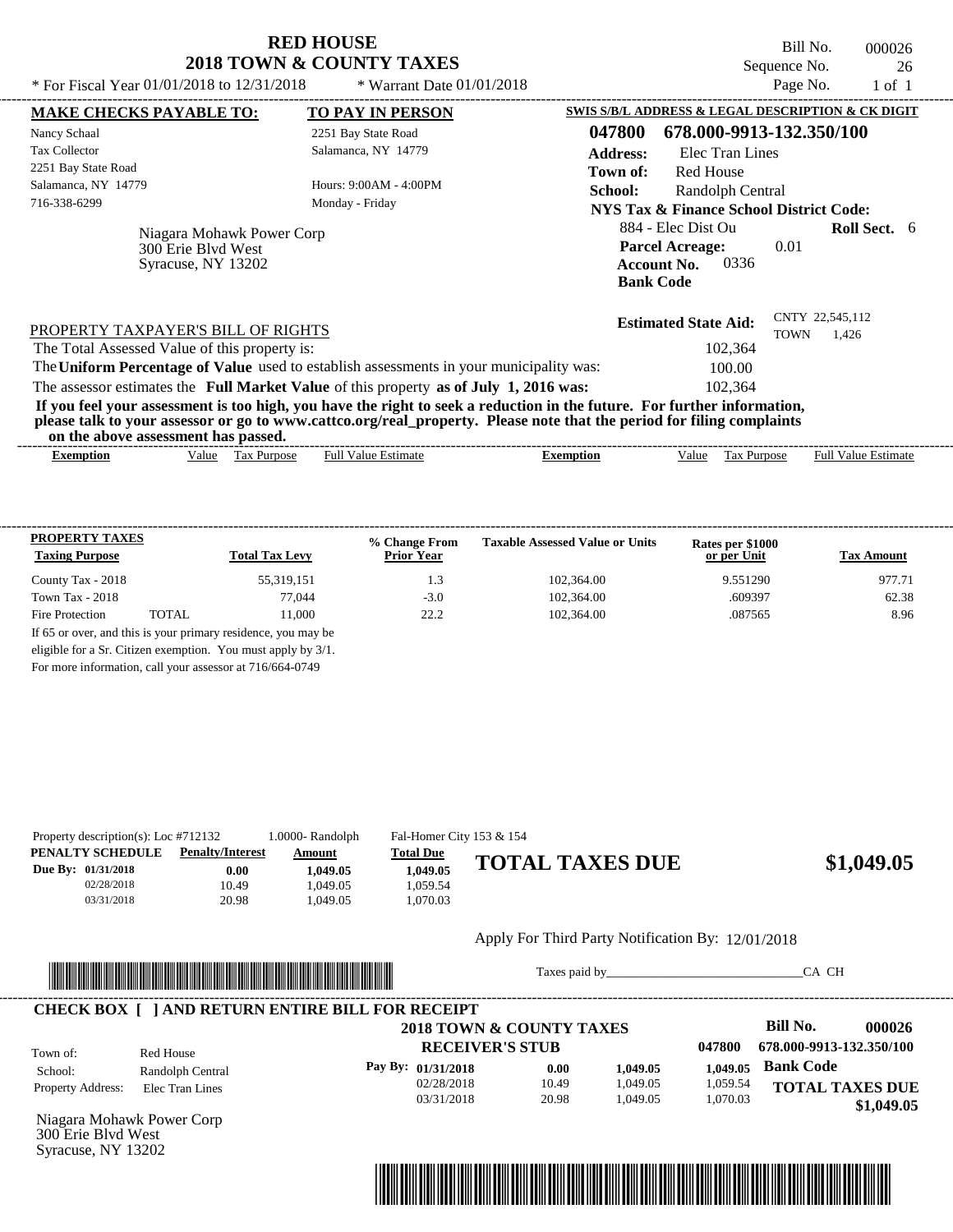# RED HOUSE
## 2018 TOWN & COUNTY TAXES

* For Fiscal Year 01/01/2018 to 12/31/2018 * Warrant Date 01/01/2018

Bill No. 000026
Sequence No. 26
Page No. 1 of 1

**MAKE CHECKS PAYABLE TO:**

Nancy Schaal
Tax Collector
2251 Bay State Road
Salamanca, NY 14779
716-338-6299

**TO PAY IN PERSON**

2251 Bay State Road
Salamanca, NY 14779

Hours: 9:00AM - 4:00PM
Monday - Friday

Niagara Mohawk Power Corp
300 Erie Blvd West
Syracuse, NY 13202

**SWIS S/B/L ADDRESS & LEGAL DESCRIPTION & CK DIGIT**

**047800 678.000-9913-132.350/100**

**Address:** Elec Tran Lines
**Town of:** Red House
**School:** Randolph Central
**NYS Tax & Finance School District Code:**
884 - Elec Dist Ou **Roll Sect.** 6
**Parcel Acreage:** 0.01
**Account No.** 0336
**Bank Code**

**Estimated State Aid:** CNTY 22,545,112 TOWN 1,426

PROPERTY TAXPAYER'S BILL OF RIGHTS

The Total Assessed Value of this property is: 102,364
The **Uniform Percentage of Value** used to establish assessments in your municipality was: 100.00
The assessor estimates the **Full Market Value** of this property **as of July 1, 2016 was:** 102,364

**If you feel your assessment is too high, you have the right to seek a reduction in the future. For further information, please talk to your assessor or go to www.cattco.org/real_property. Please note that the period for filing complaints on the above assessment has passed.**

| Exemption | Value | Tax Purpose | Full Value Estimate | Exemption | Value | Tax Purpose | Full Value Estimate |
|---|---|---|---|---|---|---|---|

| PROPERTY TAXES Taxing Purpose | | Total Tax Levy | % Change From Prior Year | Taxable Assessed Value or Units | Rates per $1000 or per Unit | Tax Amount |
|---|---|---|---|---|---|---|
| County Tax - 2018 | | 55,319,151 | 1.3 | 102,364.00 | 9.551290 | 977.71 |
| Town Tax - 2018 | | 77,044 | -3.0 | 102,364.00 | .609397 | 62.38 |
| Fire Protection | TOTAL | 11,000 | 22.2 | 102,364.00 | .087565 | 8.96 |

If 65 or over, and this is your primary residence, you may be eligible for a Sr. Citizen exemption. You must apply by 3/1.
For more information, call your assessor at 716/664-0749

Property description(s): Loc #712132 1.0000- Randolph Fal-Homer City 153 & 154

| PENALTY SCHEDULE | Penalty/Interest | Amount | Total Due |
|---|---|---|---|
| Due By: 01/31/2018 | 0.00 | 1,049.05 | 1,049.05 |
| 02/28/2018 | 10.49 | 1,049.05 | 1,059.54 |
| 03/31/2018 | 20.98 | 1,049.05 | 1,070.03 |

**TOTAL TAXES DUE $1,049.05**

Apply For Third Party Notification By: 12/01/2018

Taxes paid by_______________________________CA CH

**CHECK BOX [ ] AND RETURN ENTIRE BILL FOR RECEIPT**

**2018 TOWN & COUNTY TAXES**
**RECEIVER'S STUB**

Bill No. **000026**
047800 678.000-9913-132.350/100

Town of: Red House
School: Randolph Central
Property Address: Elec Tran Lines

| Pay By: | | | |
|---|---|---|---|
| 01/31/2018 | 0.00 | 1,049.05 | 1,049.05 |
| 02/28/2018 | 10.49 | 1,049.05 | 1,059.54 |
| 03/31/2018 | 20.98 | 1,049.05 | 1,070.03 |

**Bank Code**

**TOTAL TAXES DUE $1,049.05**

Niagara Mohawk Power Corp
300 Erie Blvd West
Syracuse, NY 13202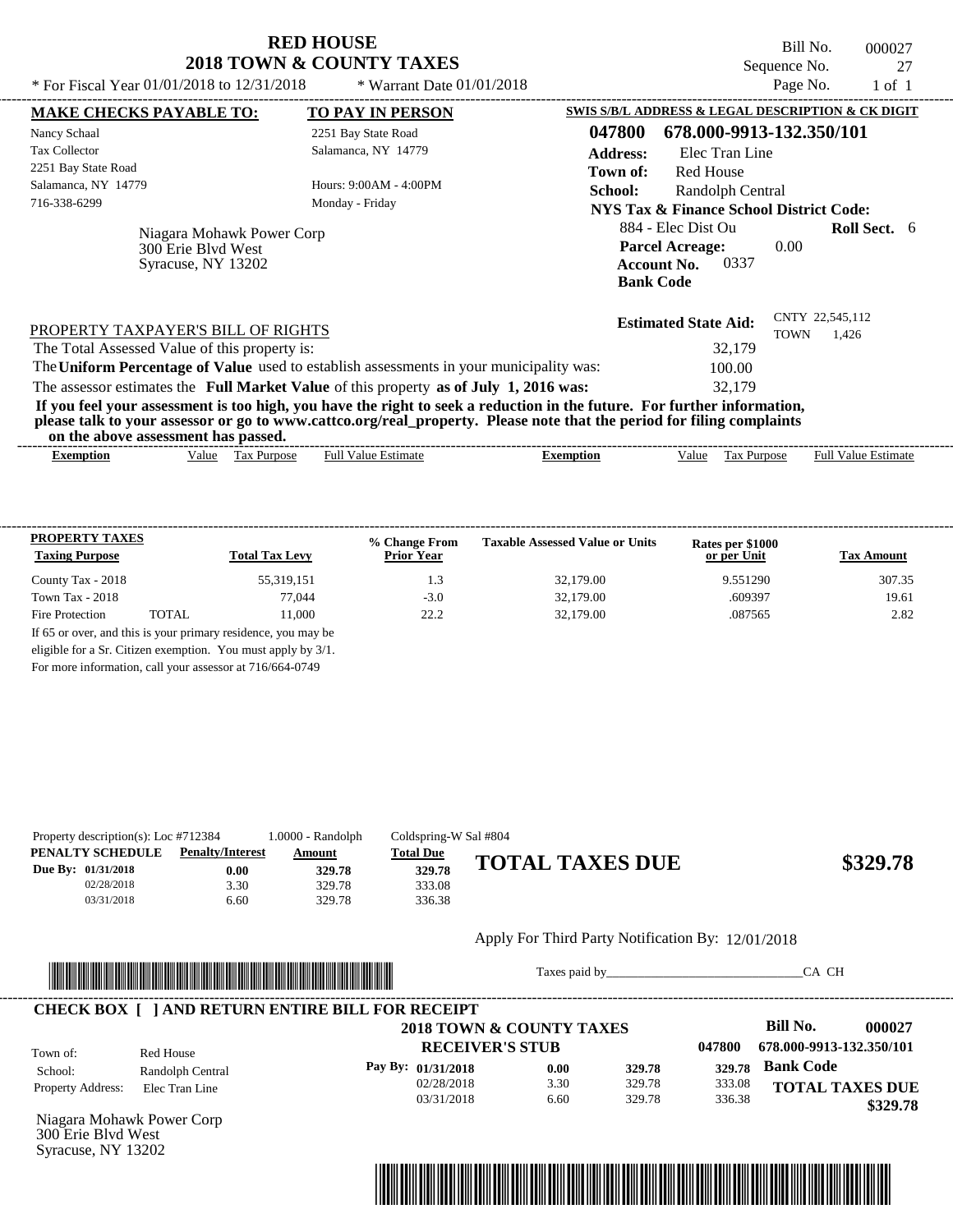# RED HOUSE
## 2018 TOWN & COUNTY TAXES

Bill No. 000027
Sequence No. 27
Page No. 1 of 1

* For Fiscal Year 01/01/2018 to 12/31/2018 * Warrant Date 01/01/2018

**MAKE CHECKS PAYABLE TO:**
Nancy Schaal
Tax Collector
2251 Bay State Road
Salamanca, NY 14779
716-338-6299

**TO PAY IN PERSON**
2251 Bay State Road
Salamanca, NY 14779
Hours: 9:00AM - 4:00PM
Monday - Friday

Niagara Mohawk Power Corp
300 Erie Blvd West
Syracuse, NY 13202

**SWIS S/B/L ADDRESS & LEGAL DESCRIPTION & CK DIGIT**
**047800 678.000-9913-132.350/101**
**Address:** Elec Tran Line
**Town of:** Red House
**School:** Randolph Central
**NYS Tax & Finance School District Code:**
884 - Elec Dist Ou **Roll Sect.** 6
**Parcel Acreage:** 0.00
**Account No.** 0337
**Bank Code**

**Estimated State Aid:** CNTY 22,545,112 TOWN 1,426

PROPERTY TAXPAYER'S BILL OF RIGHTS

The Total Assessed Value of this property is: 32,179
The **Uniform Percentage of Value** used to establish assessments in your municipality was: 100.00
The assessor estimates the **Full Market Value** of this property **as of July 1, 2016 was:** 32,179

**If you feel your assessment is too high, you have the right to seek a reduction in the future. For further information, please talk to your assessor or go to www.cattco.org/real_property. Please note that the period for filing complaints on the above assessment has passed.**

| Exemption | Value | Tax Purpose | Full Value Estimate | Exemption | Value | Tax Purpose | Full Value Estimate |
|---|---|---|---|---|---|---|---|

| PROPERTY TAXES Taxing Purpose | Total Tax Levy | % Change From Prior Year | Taxable Assessed Value or Units | Rates per $1000 or per Unit | Tax Amount |
|---|---|---|---|---|---|
| County Tax - 2018 | 55,319,151 | 1.3 | 32,179.00 | 9.551290 | 307.35 |
| Town Tax - 2018 | 77,044 | -3.0 | 32,179.00 | .609397 | 19.61 |
| Fire Protection TOTAL | 11,000 | 22.2 | 32,179.00 | .087565 | 2.82 |

If 65 or over, and this is your primary residence, you may be eligible for a Sr. Citizen exemption. You must apply by 3/1. For more information, call your assessor at 716/664-0749

Property description(s): Loc #712384 1.0000 - Randolph Coldspring-W Sal #804

| PENALTY SCHEDULE | Penalty/Interest | Amount | Total Due |
|---|---|---|---|
| Due By: 01/31/2018 | 0.00 | 329.78 | 329.78 |
| 02/28/2018 | 3.30 | 329.78 | 333.08 |
| 03/31/2018 | 6.60 | 329.78 | 336.38 |

**TOTAL TAXES DUE** **$329.78**

Apply For Third Party Notification By: 12/01/2018

Taxes paid by_______________________________CA CH

**CHECK BOX [ ] AND RETURN ENTIRE BILL FOR RECEIPT**

**2018 TOWN & COUNTY TAXES**
**RECEIVER'S STUB**

**Bill No. 000027**
047800 678.000-9913-132.350/101

Town of: Red House
School: Randolph Central
Property Address: Elec Tran Line

| Pay By: | | | |
|---|---|---|---|
| 01/31/2018 | 0.00 | 329.78 | 329.78 |
| 02/28/2018 | 3.30 | 329.78 | 333.08 |
| 03/31/2018 | 6.60 | 329.78 | 336.38 |

**Bank Code**

**TOTAL TAXES DUE**
**$329.78**

Niagara Mohawk Power Corp
300 Erie Blvd West
Syracuse, NY 13202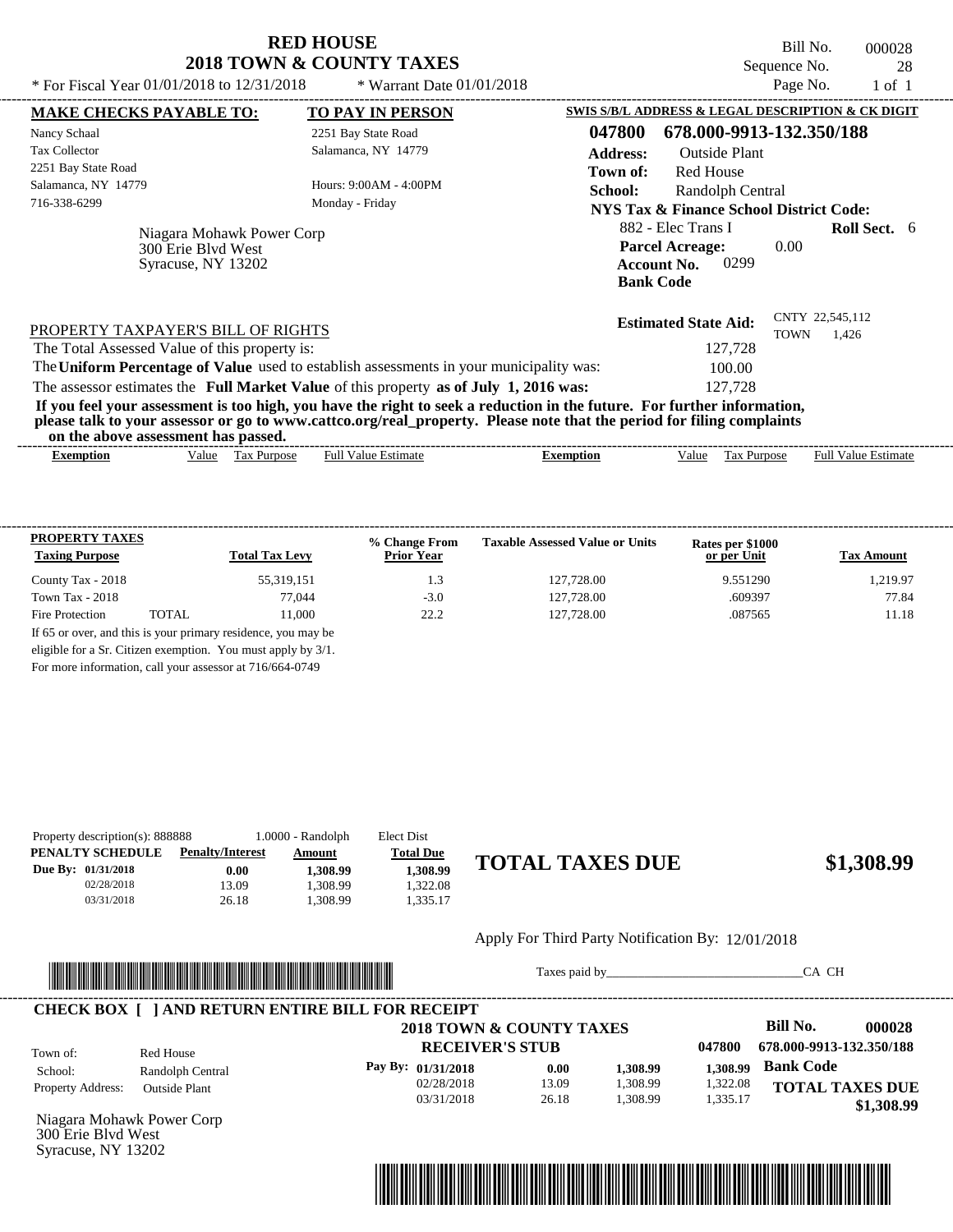# RED HOUSE
## 2018 TOWN & COUNTY TAXES

* For Fiscal Year 01/01/2018 to 12/31/2018 * Warrant Date 01/01/2018

Bill No. 000028
Sequence No. 28
Page No. 1 of 1

**MAKE CHECKS PAYABLE TO:**
Nancy Schaal
Tax Collector
2251 Bay State Road
Salamanca, NY 14779
716-338-6299

**TO PAY IN PERSON**
2251 Bay State Road
Salamanca, NY 14779

Hours: 9:00AM - 4:00PM
Monday - Friday

Niagara Mohawk Power Corp
300 Erie Blvd West
Syracuse, NY 13202

**SWIS S/B/L ADDRESS & LEGAL DESCRIPTION & CK DIGIT**

**047800 678.000-9913-132.350/188**

**Address:** Outside Plant
**Town of:** Red House
**School:** Randolph Central
**NYS Tax & Finance School District Code:**
882 - Elec Trans I **Roll Sect.** 6
**Parcel Acreage:** 0.00
**Account No.** 0299
**Bank Code**

**Estimated State Aid:** CNTY 22,545,112 TOWN 1,426

PROPERTY TAXPAYER'S BILL OF RIGHTS

The Total Assessed Value of this property is: 127,728
The **Uniform Percentage of Value** used to establish assessments in your municipality was: 100.00
The assessor estimates the **Full Market Value** of this property **as of July 1, 2016 was:** 127,728

**If you feel your assessment is too high, you have the right to seek a reduction in the future. For further information, please talk to your assessor or go to www.cattco.org/real_property. Please note that the period for filing complaints on the above assessment has passed.**

| Exemption | Value | Tax Purpose | Full Value Estimate | Exemption | Value | Tax Purpose | Full Value Estimate |
|---|---|---|---|---|---|---|---|

| PROPERTY TAXES Taxing Purpose | | Total Tax Levy | % Change From Prior Year | Taxable Assessed Value or Units | Rates per $1000 or per Unit | Tax Amount |
|---|---|---|---|---|---|---|
| County Tax - 2018 | | 55,319,151 | 1.3 | 127,728.00 | 9.551290 | 1,219.97 |
| Town Tax - 2018 | | 77,044 | -3.0 | 127,728.00 | .609397 | 77.84 |
| Fire Protection | TOTAL | 11,000 | 22.2 | 127,728.00 | .087565 | 11.18 |

If 65 or over, and this is your primary residence, you may be eligible for a Sr. Citizen exemption. You must apply by 3/1. For more information, call your assessor at 716/664-0749

Property description(s): 888888 1.0000 - Randolph Elect Dist

| PENALTY SCHEDULE | Penalty/Interest | Amount | Total Due |
|---|---|---|---|
| Due By: 01/31/2018 | 0.00 | 1,308.99 | 1,308.99 |
| 02/28/2018 | 13.09 | 1,308.99 | 1,322.08 |
| 03/31/2018 | 26.18 | 1,308.99 | 1,335.17 |

**TOTAL TAXES DUE $1,308.99**

Apply For Third Party Notification By: 12/01/2018

Taxes paid by_______________________________CA CH

**CHECK BOX [ ] AND RETURN ENTIRE BILL FOR RECEIPT**

**2018 TOWN & COUNTY TAXES**
**RECEIVER'S STUB**

**Bill No. 000028**
047800 678.000-9913-132.350/188

Town of: Red House
School: Randolph Central
Property Address: Outside Plant

| Pay By: | Penalty/Interest | Amount | Total Due |
|---|---|---|---|
| 01/31/2018 | 0.00 | 1,308.99 | 1,308.99 |
| 02/28/2018 | 13.09 | 1,308.99 | 1,322.08 |
| 03/31/2018 | 26.18 | 1,308.99 | 1,335.17 |

**Bank Code**

**TOTAL TAXES DUE $1,308.99**

Niagara Mohawk Power Corp
300 Erie Blvd West
Syracuse, NY 13202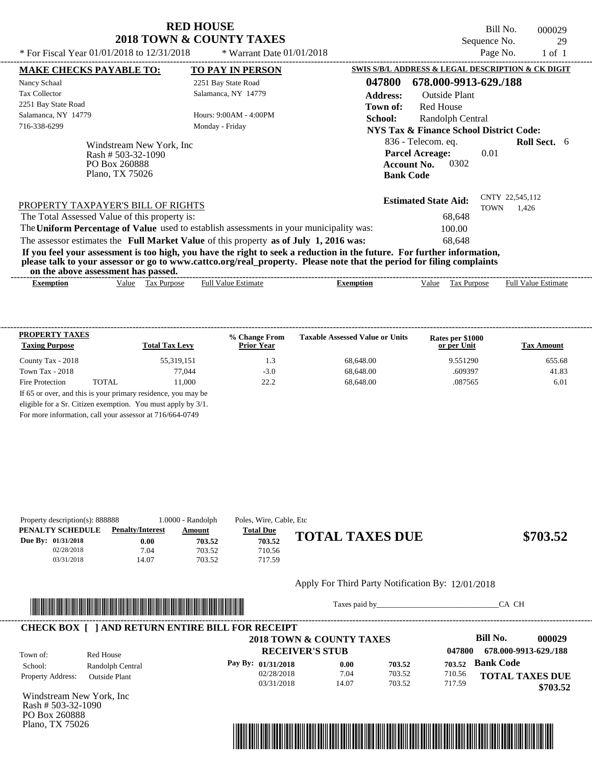# RED HOUSE
## 2018 TOWN & COUNTY TAXES

\* For Fiscal Year 01/01/2018 to 12/31/2018 \* Warrant Date 01/01/2018

Bill No. 000029
Sequence No. 29
Page No. 1 of 1

**MAKE CHECKS PAYABLE TO:**
Nancy Schaal
Tax Collector
2251 Bay State Road
Salamanca, NY 14779
716-338-6299

**TO PAY IN PERSON**
2251 Bay State Road
Salamanca, NY 14779
Hours: 9:00AM - 4:00PM
Monday - Friday

**SWIS S/B/L ADDRESS & LEGAL DESCRIPTION & CK DIGIT**
**047800 678.000-9913-629./188**
**Address:** Outside Plant
**Town of:** Red House
**School:** Randolph Central
**NYS Tax & Finance School District Code:**
836 - Telecom. eq. **Roll Sect.** 6
**Parcel Acreage:** 0.01
**Account No.** 0302
**Bank Code**

Windstream New York, Inc
Rash # 503-32-1090
PO Box 260888
Plano, TX 75026

**Estimated State Aid:** CNTY 22,545,112 TOWN 1,426

PROPERTY TAXPAYER'S BILL OF RIGHTS

The Total Assessed Value of this property is: 68,648
The **Uniform Percentage of Value** used to establish assessments in your municipality was: 100.00
The assessor estimates the **Full Market Value** of this property **as of July 1, 2016 was:** 68,648

**If you feel your assessment is too high, you have the right to seek a reduction in the future. For further information, please talk to your assessor or go to www.cattco.org/real_property. Please note that the period for filing complaints on the above assessment has passed.**

| Exemption | Value | Tax Purpose | Full Value Estimate | Exemption | Value | Tax Purpose | Full Value Estimate |
|---|---|---|---|---|---|---|---|

| PROPERTY TAXES Taxing Purpose | | Total Tax Levy | % Change From Prior Year | Taxable Assessed Value or Units | Rates per $1000 or per Unit | Tax Amount |
|---|---|---|---|---|---|---|
| County Tax - 2018 | | 55,319,151 | 1.3 | 68,648.00 | 9.551290 | 655.68 |
| Town Tax - 2018 | | 77,044 | -3.0 | 68,648.00 | .609397 | 41.83 |
| Fire Protection | TOTAL | 11,000 | 22.2 | 68,648.00 | .087565 | 6.01 |

If 65 or over, and this is your primary residence, you may be eligible for a Sr. Citizen exemption. You must apply by 3/1. For more information, call your assessor at 716/664-0749

Property description(s): 888888 1.0000 - Randolph Poles, Wire, Cable, Etc

| PENALTY SCHEDULE | Penalty/Interest | Amount | Total Due |
|---|---|---|---|
| Due By: 01/31/2018 | 0.00 | 703.52 | 703.52 |
| 02/28/2018 | 7.04 | 703.52 | 710.56 |
| 03/31/2018 | 14.07 | 703.52 | 717.59 |

**TOTAL TAXES DUE $703.52**

Apply For Third Party Notification By: 12/01/2018

Taxes paid by_______________________________CA CH

**CHECK BOX [ ] AND RETURN ENTIRE BILL FOR RECEIPT**

**2018 TOWN & COUNTY TAXES**
**RECEIVER'S STUB**

**Bill No. 000029**
047800 678.000-9913-629./188

Town of: Red House
School: Randolph Central
Property Address: Outside Plant

| Pay By: | | | |
|---|---|---|---|
| 01/31/2018 | 0.00 | 703.52 | 703.52 |
| 02/28/2018 | 7.04 | 703.52 | 710.56 |
| 03/31/2018 | 14.07 | 703.52 | 717.59 |

**Bank Code**
**TOTAL TAXES DUE $703.52**

Windstream New York, Inc
Rash # 503-32-1090
PO Box 260888
Plano, TX 75026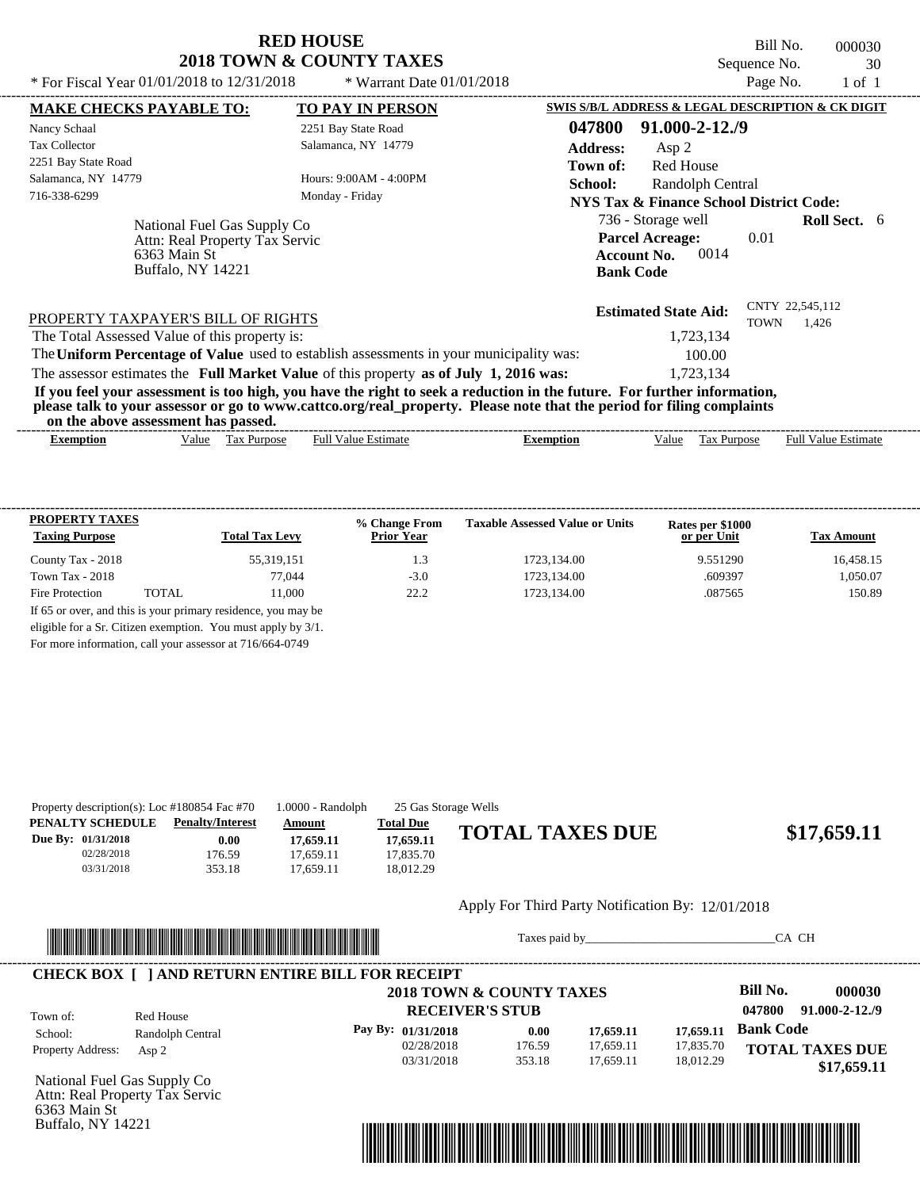# RED HOUSE
## 2018 TOWN & COUNTY TAXES

\* For Fiscal Year 01/01/2018 to 12/31/2018 \* Warrant Date 01/01/2018

Bill No. 000030
Sequence No. 30
Page No. 1 of 1

**MAKE CHECKS PAYABLE TO:**
Nancy Schaal
Tax Collector
2251 Bay State Road
Salamanca, NY 14779
716-338-6299

**TO PAY IN PERSON**
2251 Bay State Road
Salamanca, NY 14779
Hours: 9:00AM - 4:00PM
Monday - Friday

National Fuel Gas Supply Co
Attn: Real Property Tax Servic
6363 Main St
Buffalo, NY 14221

**SWIS S/B/L ADDRESS & LEGAL DESCRIPTION & CK DIGIT**

**047800 91.000-2-12./9**
**Address:** Asp 2
**Town of:** Red House
**School:** Randolph Central
**NYS Tax & Finance School District Code:**
736 - Storage well **Roll Sect.** 6
**Parcel Acreage:** 0.01
**Account No.** 0014
**Bank Code**

**Estimated State Aid:** CNTY 22,545,112 TOWN 1,426

PROPERTY TAXPAYER'S BILL OF RIGHTS

The Total Assessed Value of this property is: 1,723,134

The **Uniform Percentage of Value** used to establish assessments in your municipality was: 100.00

The assessor estimates the **Full Market Value** of this property **as of July 1, 2016 was:** 1,723,134

**If you feel your assessment is too high, you have the right to seek a reduction in the future. For further information, please talk to your assessor or go to www.cattco.org/real_property. Please note that the period for filing complaints on the above assessment has passed.**

| Exemption | Value | Tax Purpose | Full Value Estimate | Exemption | Value | Tax Purpose | Full Value Estimate |
|---|---|---|---|---|---|---|---|

| PROPERTY TAXES Taxing Purpose | Total Tax Levy | % Change From Prior Year | Taxable Assessed Value or Units | Rates per $1000 or per Unit | Tax Amount |
|---|---|---|---|---|---|
| County Tax - 2018 | 55,319,151 | 1.3 | 1723,134.00 | 9.551290 | 16,458.15 |
| Town Tax - 2018 | 77,044 | -3.0 | 1723,134.00 | .609397 | 1,050.07 |
| Fire Protection TOTAL | 11,000 | 22.2 | 1723,134.00 | .087565 | 150.89 |

If 65 or over, and this is your primary residence, you may be eligible for a Sr. Citizen exemption. You must apply by 3/1. For more information, call your assessor at 716/664-0749

Property description(s): Loc #180854 Fac #70 1.0000 - Randolph 25 Gas Storage Wells

| PENALTY SCHEDULE | Penalty/Interest | Amount | Total Due |
|---|---|---|---|
| Due By: 01/31/2018 | 0.00 | 17,659.11 | 17,659.11 |
| 02/28/2018 | 176.59 | 17,659.11 | 17,835.70 |
| 03/31/2018 | 353.18 | 17,659.11 | 18,012.29 |

**TOTAL TAXES DUE $17,659.11**

Apply For Third Party Notification By: 12/01/2018

Taxes paid by_______________________________CA CH

**CHECK BOX [ ] AND RETURN ENTIRE BILL FOR RECEIPT**

**2018 TOWN & COUNTY TAXES**
**RECEIVER'S STUB**

**Bill No. 000030**
047800 91.000-2-12./9

Town of: Red House
School: Randolph Central
Property Address: Asp 2

| Pay By: | | | |
|---|---|---|---|
| 01/31/2018 | 0.00 | 17,659.11 | 17,659.11 |
| 02/28/2018 | 176.59 | 17,659.11 | 17,835.70 |
| 03/31/2018 | 353.18 | 17,659.11 | 18,012.29 |

**Bank Code**

**TOTAL TAXES DUE $17,659.11**

National Fuel Gas Supply Co
Attn: Real Property Tax Servic
6363 Main St
Buffalo, NY 14221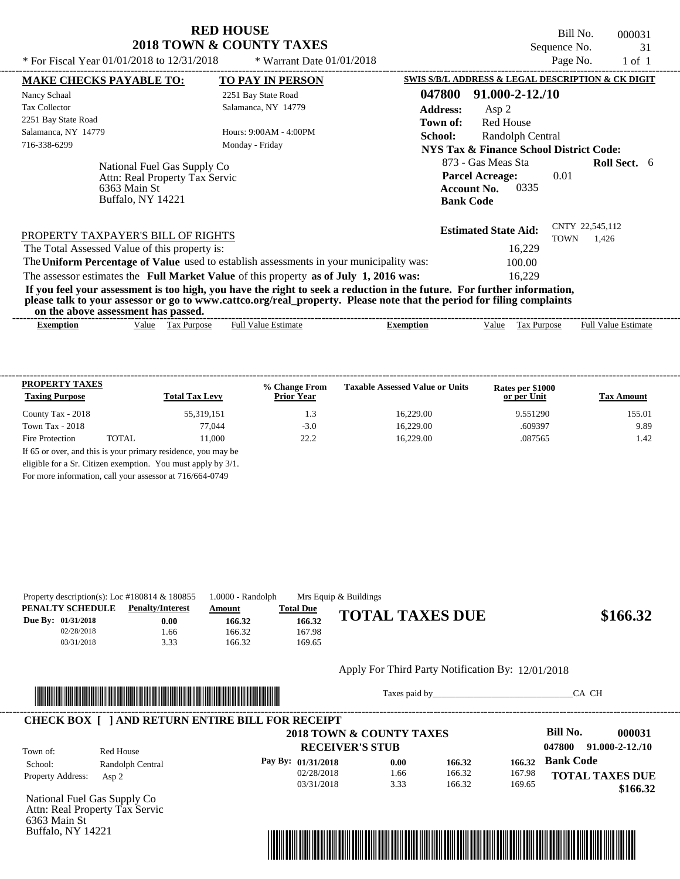# RED HOUSE
## 2018 TOWN & COUNTY TAXES

\* For Fiscal Year 01/01/2018 to 12/31/2018 &nbsp;&nbsp; \* Warrant Date 01/01/2018

Bill No. 000031
Sequence No. 31
Page No. 1 of 1

**MAKE CHECKS PAYABLE TO:**

Nancy Schaal
Tax Collector
2251 Bay State Road
Salamanca, NY 14779
716-338-6299

**TO PAY IN PERSON**

2251 Bay State Road
Salamanca, NY 14779

Hours: 9:00AM - 4:00PM
Monday - Friday

**SWIS S/B/L ADDRESS & LEGAL DESCRIPTION & CK DIGIT**

**047800 91.000-2-12./10**

**Address:** Asp 2
**Town of:** Red House
**School:** Randolph Central
**NYS Tax & Finance School District Code:**
873 - Gas Meas Sta &nbsp;&nbsp; **Roll Sect.** 6
**Parcel Acreage:** 0.01
**Account No.** 0335
**Bank Code**

National Fuel Gas Supply Co
Attn: Real Property Tax Servic
6363 Main St
Buffalo, NY 14221

**Estimated State Aid:** CNTY 22,545,112 TOWN 1,426

PROPERTY TAXPAYER'S BILL OF RIGHTS

The Total Assessed Value of this property is: 16,229

The **Uniform Percentage of Value** used to establish assessments in your municipality was: 100.00

The assessor estimates the **Full Market Value** of this property **as of July 1, 2016 was:** 16,229

**If you feel your assessment is too high, you have the right to seek a reduction in the future. For further information, please talk to your assessor or go to www.cattco.org/real_property. Please note that the period for filing complaints on the above assessment has passed.**

| Exemption | Value | Tax Purpose | Full Value Estimate | Exemption | Value | Tax Purpose | Full Value Estimate |
|---|---|---|---|---|---|---|---|

**PROPERTY TAXES**

| Taxing Purpose | | Total Tax Levy | % Change From Prior Year | Taxable Assessed Value or Units | Rates per $1000 or per Unit | Tax Amount |
|---|---|---|---|---|---|---|
| County Tax - 2018 | | 55,319,151 | 1.3 | 16,229.00 | 9.551290 | 155.01 |
| Town Tax - 2018 | | 77,044 | -3.0 | 16,229.00 | .609397 | 9.89 |
| Fire Protection | TOTAL | 11,000 | 22.2 | 16,229.00 | .087565 | 1.42 |

If 65 or over, and this is your primary residence, you may be eligible for a Sr. Citizen exemption. You must apply by 3/1. For more information, call your assessor at 716/664-0749

Property description(s): Loc #180814 & 180855 &nbsp; 1.0000 - Randolph &nbsp; Mrs Equip & Buildings

| PENALTY SCHEDULE | Penalty/Interest | Amount | Total Due |
|---|---|---|---|
| Due By: 01/31/2018 | 0.00 | 166.32 | 166.32 |
| 02/28/2018 | 1.66 | 166.32 | 167.98 |
| 03/31/2018 | 3.33 | 166.32 | 169.65 |

**TOTAL TAXES DUE** **$166.32**

Apply For Third Party Notification By: 12/01/2018

Taxes paid by_______________________________CA CH

**CHECK BOX [ ] AND RETURN ENTIRE BILL FOR RECEIPT**

**2018 TOWN & COUNTY TAXES**
**RECEIVER'S STUB**

**Bill No. 000031**
**047800 91.000-2-12./10**

Town of: Red House
School: Randolph Central
Property Address: Asp 2

| Pay By: | Penalty/Interest | Amount | Total Due |
|---|---|---|---|
| 01/31/2018 | 0.00 | 166.32 | 166.32 |
| 02/28/2018 | 1.66 | 166.32 | 167.98 |
| 03/31/2018 | 3.33 | 166.32 | 169.65 |

**Bank Code**

**TOTAL TAXES DUE**
**$166.32**

National Fuel Gas Supply Co
Attn: Real Property Tax Servic
6363 Main St
Buffalo, NY 14221